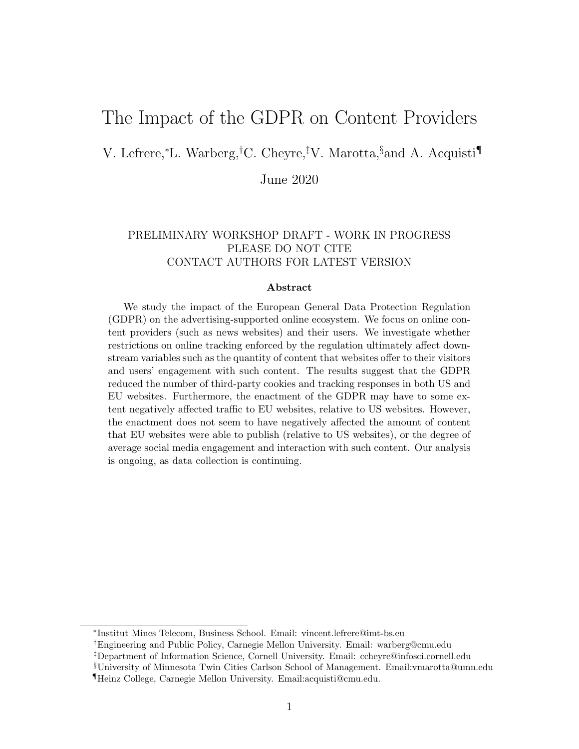# The Impact of the GDPR on Content Providers

V. Lefrere,[*] L. Warberg,[†] C. Cheyre,[‡] V. Marotta,[§] and A. Acquisti[¶]

June 2020

PRELIMINARY WORKSHOP DRAFT - WORK IN PROGRESS
PLEASE DO NOT CITE
CONTACT AUTHORS FOR LATEST VERSION

### Abstract

We study the impact of the European General Data Protection Regulation (GDPR) on the advertising-supported online ecosystem. We focus on online content providers (such as news websites) and their users. We investigate whether restrictions on online tracking enforced by the regulation ultimately affect downstream variables such as the quantity of content that websites offer to their visitors and users' engagement with such content. The results suggest that the GDPR reduced the number of third-party cookies and tracking responses in both US and EU websites. Furthermore, the enactment of the GDPR may have to some extent negatively affected traffic to EU websites, relative to US websites. However, the enactment does not seem to have negatively affected the amount of content that EU websites were able to publish (relative to US websites), or the degree of average social media engagement and interaction with such content. Our analysis is ongoing, as data collection is continuing.

---

[*] Institut Mines Telecom, Business School. Email: vincent.lefrere@imt-bs.eu

[†] Engineering and Public Policy, Carnegie Mellon University. Email: warberg@cmu.edu

[‡] Department of Information Science, Cornell University. Email: ccheyre@infosci.cornell.edu

[§] University of Minnesota Twin Cities Carlson School of Management. Email:vmarotta@umn.edu

[¶] Heinz College, Carnegie Mellon University. Email:acquisti@cmu.edu.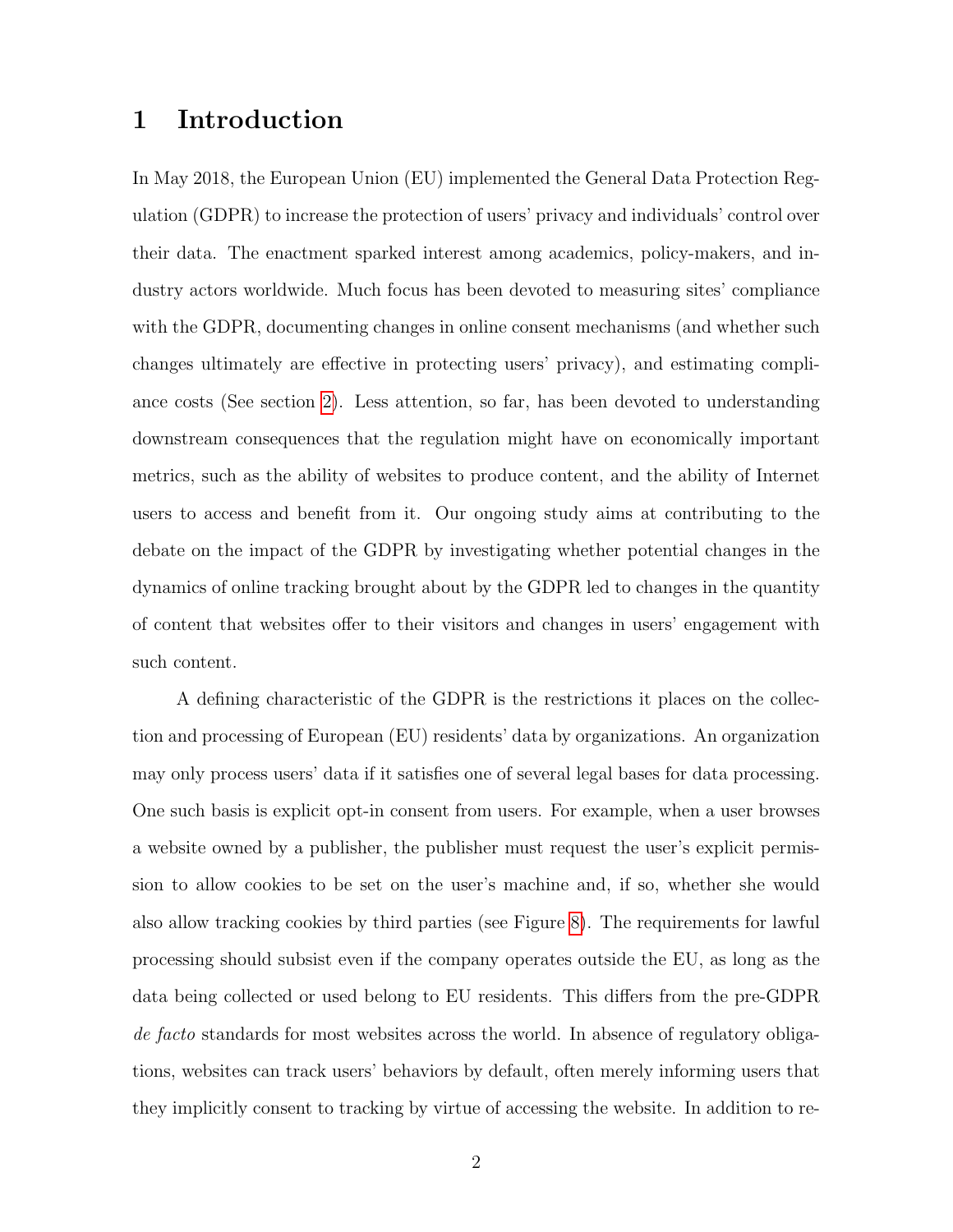# 1 Introduction

In May 2018, the European Union (EU) implemented the General Data Protection Regulation (GDPR) to increase the protection of users' privacy and individuals' control over their data. The enactment sparked interest among academics, policy-makers, and industry actors worldwide. Much focus has been devoted to measuring sites' compliance with the GDPR, documenting changes in online consent mechanisms (and whether such changes ultimately are effective in protecting users' privacy), and estimating compliance costs (See section 2). Less attention, so far, has been devoted to understanding downstream consequences that the regulation might have on economically important metrics, such as the ability of websites to produce content, and the ability of Internet users to access and benefit from it. Our ongoing study aims at contributing to the debate on the impact of the GDPR by investigating whether potential changes in the dynamics of online tracking brought about by the GDPR led to changes in the quantity of content that websites offer to their visitors and changes in users' engagement with such content.

A defining characteristic of the GDPR is the restrictions it places on the collection and processing of European (EU) residents' data by organizations. An organization may only process users' data if it satisfies one of several legal bases for data processing. One such basis is explicit opt-in consent from users. For example, when a user browses a website owned by a publisher, the publisher must request the user's explicit permission to allow cookies to be set on the user's machine and, if so, whether she would also allow tracking cookies by third parties (see Figure 8). The requirements for lawful processing should subsist even if the company operates outside the EU, as long as the data being collected or used belong to EU residents. This differs from the pre-GDPR *de facto* standards for most websites across the world. In absence of regulatory obligations, websites can track users' behaviors by default, often merely informing users that they implicitly consent to tracking by virtue of accessing the website. In addition to re-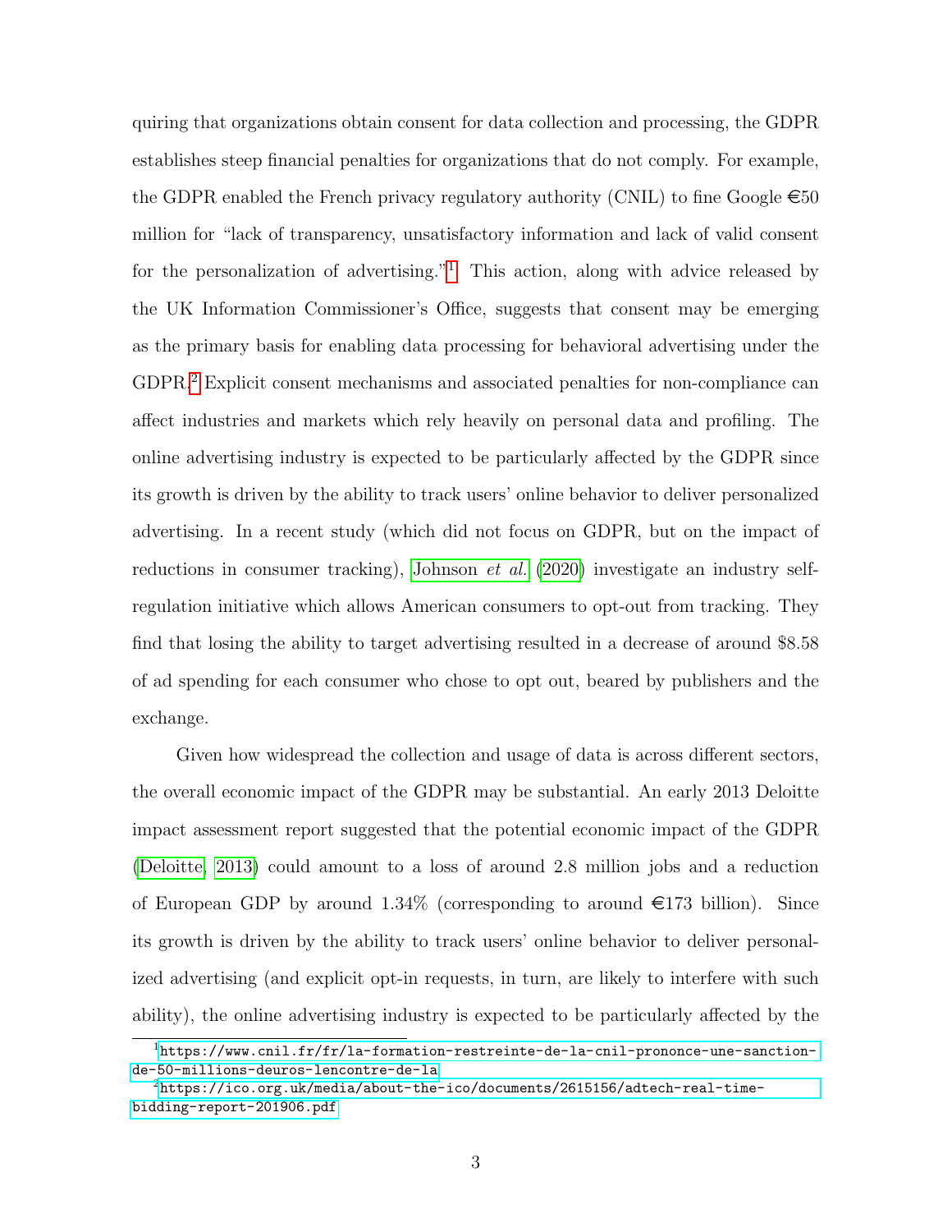quiring that organizations obtain consent for data collection and processing, the GDPR establishes steep financial penalties for organizations that do not comply. For example, the GDPR enabled the French privacy regulatory authority (CNIL) to fine Google €50 million for "lack of transparency, unsatisfactory information and lack of valid consent for the personalization of advertising."[1] This action, along with advice released by the UK Information Commissioner's Office, suggests that consent may be emerging as the primary basis for enabling data processing for behavioral advertising under the GDPR.[2] Explicit consent mechanisms and associated penalties for non-compliance can affect industries and markets which rely heavily on personal data and profiling. The online advertising industry is expected to be particularly affected by the GDPR since its growth is driven by the ability to track users' online behavior to deliver personalized advertising. In a recent study (which did not focus on GDPR, but on the impact of reductions in consumer tracking), Johnson *et al.* (2020) investigate an industry self-regulation initiative which allows American consumers to opt-out from tracking. They find that losing the ability to target advertising resulted in a decrease of around $8.58 of ad spending for each consumer who chose to opt out, beared by publishers and the exchange.

Given how widespread the collection and usage of data is across different sectors, the overall economic impact of the GDPR may be substantial. An early 2013 Deloitte impact assessment report suggested that the potential economic impact of the GDPR (Deloitte, 2013) could amount to a loss of around 2.8 million jobs and a reduction of European GDP by around 1.34% (corresponding to around €173 billion). Since its growth is driven by the ability to track users' online behavior to deliver personalized advertising (and explicit opt-in requests, in turn, are likely to interfere with such ability), the online advertising industry is expected to be particularly affected by the

---

[1] https://www.cnil.fr/fr/la-formation-restreinte-de-la-cnil-prononce-une-sanction-de-50-millions-deuros-lencontre-de-la

[2] https://ico.org.uk/media/about-the-ico/documents/2615156/adtech-real-time-bidding-report-201906.pdf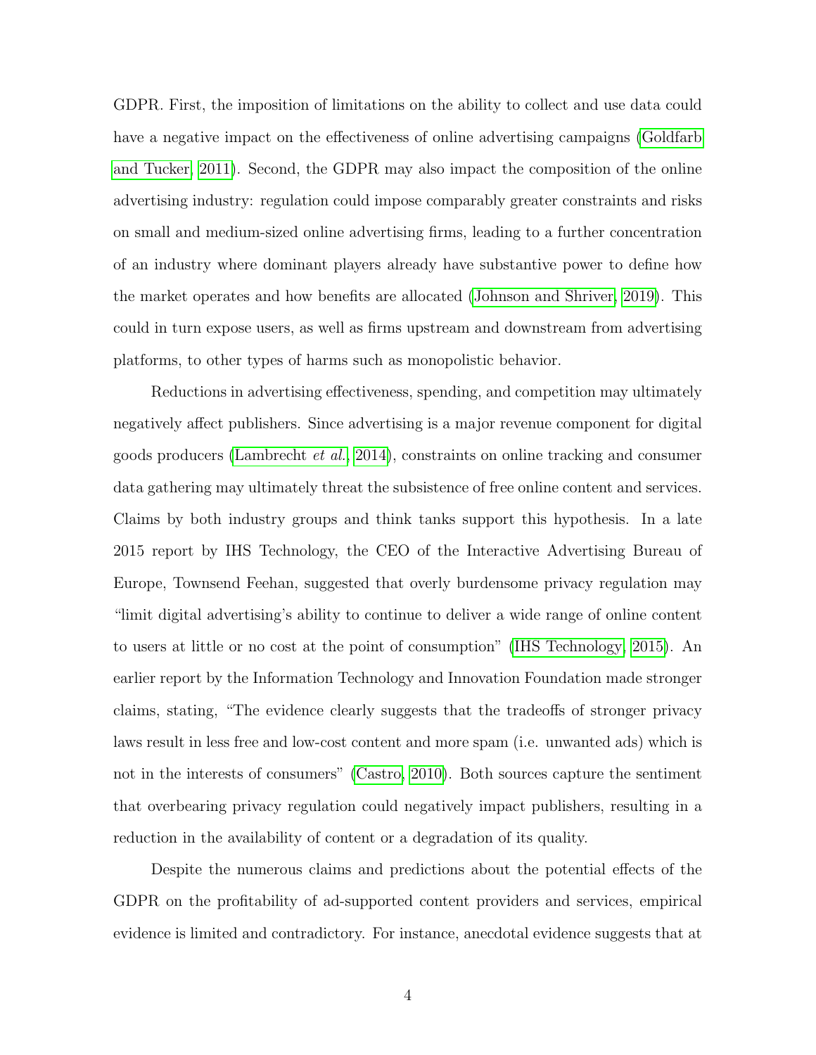GDPR. First, the imposition of limitations on the ability to collect and use data could have a negative impact on the effectiveness of online advertising campaigns (Goldfarb and Tucker, 2011). Second, the GDPR may also impact the composition of the online advertising industry: regulation could impose comparably greater constraints and risks on small and medium-sized online advertising firms, leading to a further concentration of an industry where dominant players already have substantive power to define how the market operates and how benefits are allocated (Johnson and Shriver, 2019). This could in turn expose users, as well as firms upstream and downstream from advertising platforms, to other types of harms such as monopolistic behavior.

Reductions in advertising effectiveness, spending, and competition may ultimately negatively affect publishers. Since advertising is a major revenue component for digital goods producers (Lambrecht *et al.*, 2014), constraints on online tracking and consumer data gathering may ultimately threat the subsistence of free online content and services. Claims by both industry groups and think tanks support this hypothesis. In a late 2015 report by IHS Technology, the CEO of the Interactive Advertising Bureau of Europe, Townsend Feehan, suggested that overly burdensome privacy regulation may "limit digital advertising's ability to continue to deliver a wide range of online content to users at little or no cost at the point of consumption" (IHS Technology, 2015). An earlier report by the Information Technology and Innovation Foundation made stronger claims, stating, "The evidence clearly suggests that the tradeoffs of stronger privacy laws result in less free and low-cost content and more spam (i.e. unwanted ads) which is not in the interests of consumers" (Castro, 2010). Both sources capture the sentiment that overbearing privacy regulation could negatively impact publishers, resulting in a reduction in the availability of content or a degradation of its quality.

Despite the numerous claims and predictions about the potential effects of the GDPR on the profitability of ad-supported content providers and services, empirical evidence is limited and contradictory. For instance, anecdotal evidence suggests that at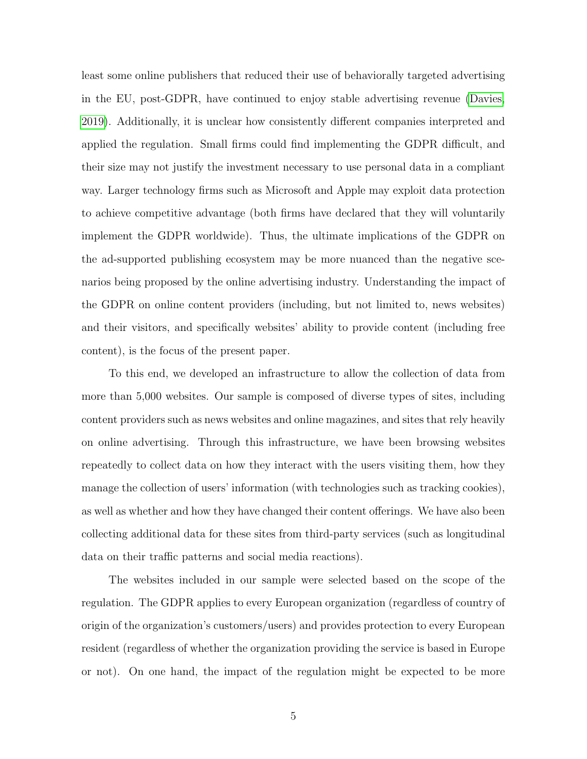least some online publishers that reduced their use of behaviorally targeted advertising in the EU, post-GDPR, have continued to enjoy stable advertising revenue (Davies, 2019). Additionally, it is unclear how consistently different companies interpreted and applied the regulation. Small firms could find implementing the GDPR difficult, and their size may not justify the investment necessary to use personal data in a compliant way. Larger technology firms such as Microsoft and Apple may exploit data protection to achieve competitive advantage (both firms have declared that they will voluntarily implement the GDPR worldwide). Thus, the ultimate implications of the GDPR on the ad-supported publishing ecosystem may be more nuanced than the negative scenarios being proposed by the online advertising industry. Understanding the impact of the GDPR on online content providers (including, but not limited to, news websites) and their visitors, and specifically websites' ability to provide content (including free content), is the focus of the present paper.

To this end, we developed an infrastructure to allow the collection of data from more than 5,000 websites. Our sample is composed of diverse types of sites, including content providers such as news websites and online magazines, and sites that rely heavily on online advertising. Through this infrastructure, we have been browsing websites repeatedly to collect data on how they interact with the users visiting them, how they manage the collection of users' information (with technologies such as tracking cookies), as well as whether and how they have changed their content offerings. We have also been collecting additional data for these sites from third-party services (such as longitudinal data on their traffic patterns and social media reactions).

The websites included in our sample were selected based on the scope of the regulation. The GDPR applies to every European organization (regardless of country of origin of the organization's customers/users) and provides protection to every European resident (regardless of whether the organization providing the service is based in Europe or not). On one hand, the impact of the regulation might be expected to be more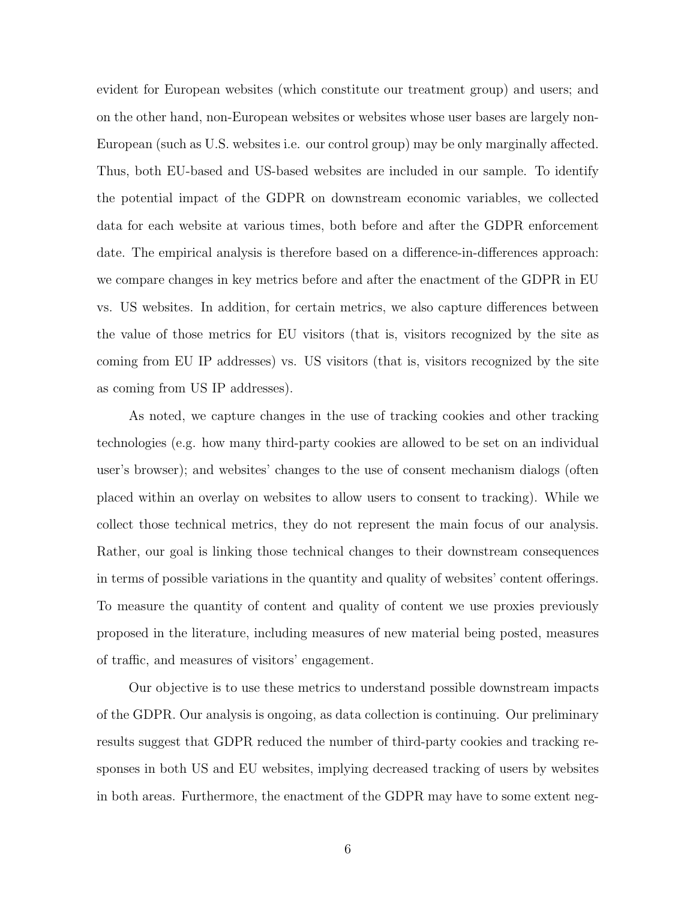evident for European websites (which constitute our treatment group) and users; and on the other hand, non-European websites or websites whose user bases are largely non-European (such as U.S. websites i.e. our control group) may be only marginally affected. Thus, both EU-based and US-based websites are included in our sample. To identify the potential impact of the GDPR on downstream economic variables, we collected data for each website at various times, both before and after the GDPR enforcement date. The empirical analysis is therefore based on a difference-in-differences approach: we compare changes in key metrics before and after the enactment of the GDPR in EU vs. US websites. In addition, for certain metrics, we also capture differences between the value of those metrics for EU visitors (that is, visitors recognized by the site as coming from EU IP addresses) vs. US visitors (that is, visitors recognized by the site as coming from US IP addresses).

As noted, we capture changes in the use of tracking cookies and other tracking technologies (e.g. how many third-party cookies are allowed to be set on an individual user's browser); and websites' changes to the use of consent mechanism dialogs (often placed within an overlay on websites to allow users to consent to tracking). While we collect those technical metrics, they do not represent the main focus of our analysis. Rather, our goal is linking those technical changes to their downstream consequences in terms of possible variations in the quantity and quality of websites' content offerings. To measure the quantity of content and quality of content we use proxies previously proposed in the literature, including measures of new material being posted, measures of traffic, and measures of visitors' engagement.

Our objective is to use these metrics to understand possible downstream impacts of the GDPR. Our analysis is ongoing, as data collection is continuing. Our preliminary results suggest that GDPR reduced the number of third-party cookies and tracking responses in both US and EU websites, implying decreased tracking of users by websites in both areas. Furthermore, the enactment of the GDPR may have to some extent neg-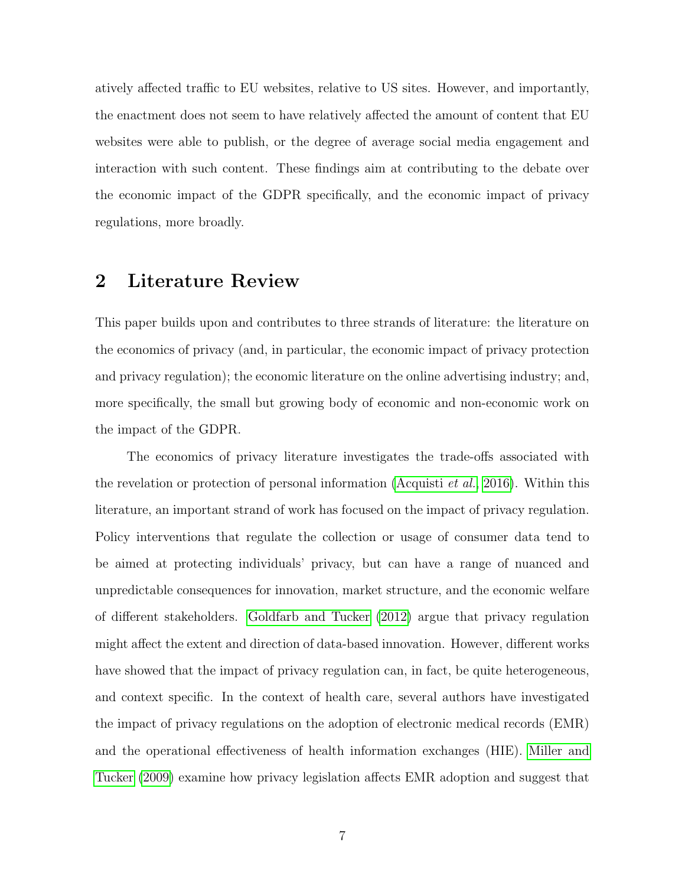atively affected traffic to EU websites, relative to US sites. However, and importantly, the enactment does not seem to have relatively affected the amount of content that EU websites were able to publish, or the degree of average social media engagement and interaction with such content. These findings aim at contributing to the debate over the economic impact of the GDPR specifically, and the economic impact of privacy regulations, more broadly.

## 2 Literature Review

This paper builds upon and contributes to three strands of literature: the literature on the economics of privacy (and, in particular, the economic impact of privacy protection and privacy regulation); the economic literature on the online advertising industry; and, more specifically, the small but growing body of economic and non-economic work on the impact of the GDPR.

The economics of privacy literature investigates the trade-offs associated with the revelation or protection of personal information (Acquisti *et al.* 2016). Within this literature, an important strand of work has focused on the impact of privacy regulation. Policy interventions that regulate the collection or usage of consumer data tend to be aimed at protecting individuals' privacy, but can have a range of nuanced and unpredictable consequences for innovation, market structure, and the economic welfare of different stakeholders. Goldfarb and Tucker (2012) argue that privacy regulation might affect the extent and direction of data-based innovation. However, different works have showed that the impact of privacy regulation can, in fact, be quite heterogeneous, and context specific. In the context of health care, several authors have investigated the impact of privacy regulations on the adoption of electronic medical records (EMR) and the operational effectiveness of health information exchanges (HIE). Miller and Tucker (2009) examine how privacy legislation affects EMR adoption and suggest that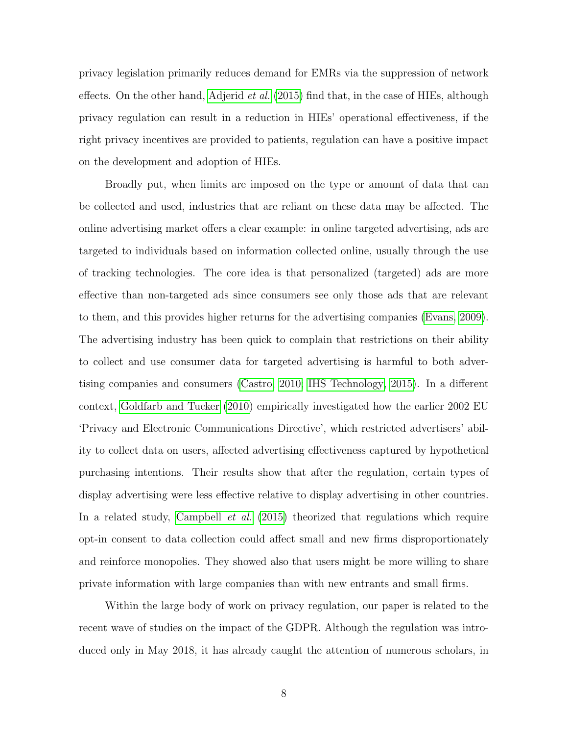privacy legislation primarily reduces demand for EMRs via the suppression of network effects. On the other hand, Adjerid *et al.* (2015) find that, in the case of HIEs, although privacy regulation can result in a reduction in HIEs' operational effectiveness, if the right privacy incentives are provided to patients, regulation can have a positive impact on the development and adoption of HIEs.

Broadly put, when limits are imposed on the type or amount of data that can be collected and used, industries that are reliant on these data may be affected. The online advertising market offers a clear example: in online targeted advertising, ads are targeted to individuals based on information collected online, usually through the use of tracking technologies. The core idea is that personalized (targeted) ads are more effective than non-targeted ads since consumers see only those ads that are relevant to them, and this provides higher returns for the advertising companies (Evans, 2009). The advertising industry has been quick to complain that restrictions on their ability to collect and use consumer data for targeted advertising is harmful to both advertising companies and consumers (Castro, 2010; IHS Technology, 2015). In a different context, Goldfarb and Tucker (2010) empirically investigated how the earlier 2002 EU 'Privacy and Electronic Communications Directive', which restricted advertisers' ability to collect data on users, affected advertising effectiveness captured by hypothetical purchasing intentions. Their results show that after the regulation, certain types of display advertising were less effective relative to display advertising in other countries. In a related study, Campbell *et al.* (2015) theorized that regulations which require opt-in consent to data collection could affect small and new firms disproportionately and reinforce monopolies. They showed also that users might be more willing to share private information with large companies than with new entrants and small firms.

Within the large body of work on privacy regulation, our paper is related to the recent wave of studies on the impact of the GDPR. Although the regulation was introduced only in May 2018, it has already caught the attention of numerous scholars, in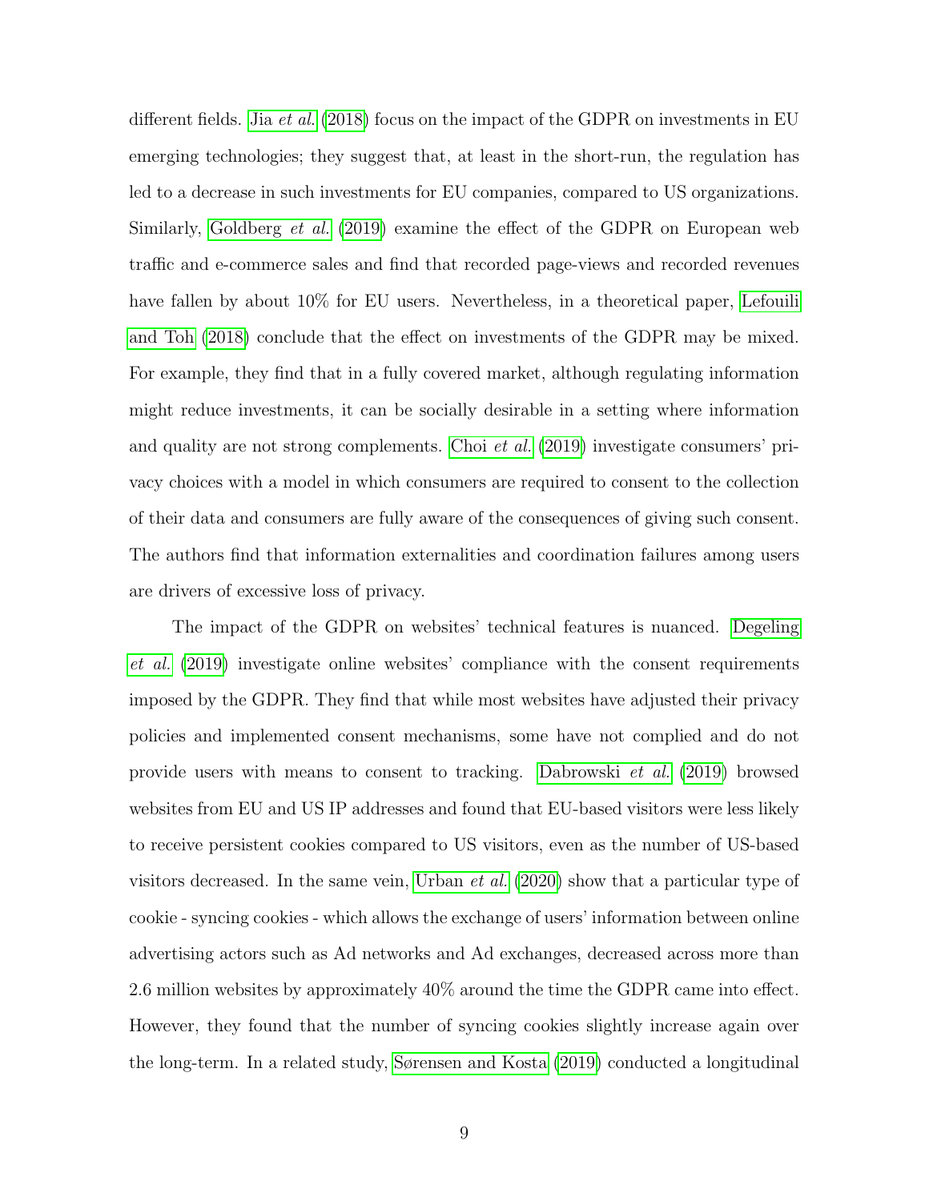different fields. Jia *et al.* (2018) focus on the impact of the GDPR on investments in EU emerging technologies; they suggest that, at least in the short-run, the regulation has led to a decrease in such investments for EU companies, compared to US organizations. Similarly, Goldberg *et al.* (2019) examine the effect of the GDPR on European web traffic and e-commerce sales and find that recorded page-views and recorded revenues have fallen by about 10% for EU users. Nevertheless, in a theoretical paper, Lefouili and Toh (2018) conclude that the effect on investments of the GDPR may be mixed. For example, they find that in a fully covered market, although regulating information might reduce investments, it can be socially desirable in a setting where information and quality are not strong complements. Choi *et al.* (2019) investigate consumers' privacy choices with a model in which consumers are required to consent to the collection of their data and consumers are fully aware of the consequences of giving such consent. The authors find that information externalities and coordination failures among users are drivers of excessive loss of privacy.

The impact of the GDPR on websites' technical features is nuanced. Degeling *et al.* (2019) investigate online websites' compliance with the consent requirements imposed by the GDPR. They find that while most websites have adjusted their privacy policies and implemented consent mechanisms, some have not complied and do not provide users with means to consent to tracking. Dabrowski *et al.* (2019) browsed websites from EU and US IP addresses and found that EU-based visitors were less likely to receive persistent cookies compared to US visitors, even as the number of US-based visitors decreased. In the same vein, Urban *et al.* (2020) show that a particular type of cookie - syncing cookies - which allows the exchange of users' information between online advertising actors such as Ad networks and Ad exchanges, decreased across more than 2.6 million websites by approximately 40% around the time the GDPR came into effect. However, they found that the number of syncing cookies slightly increase again over the long-term. In a related study, Sørensen and Kosta (2019) conducted a longitudinal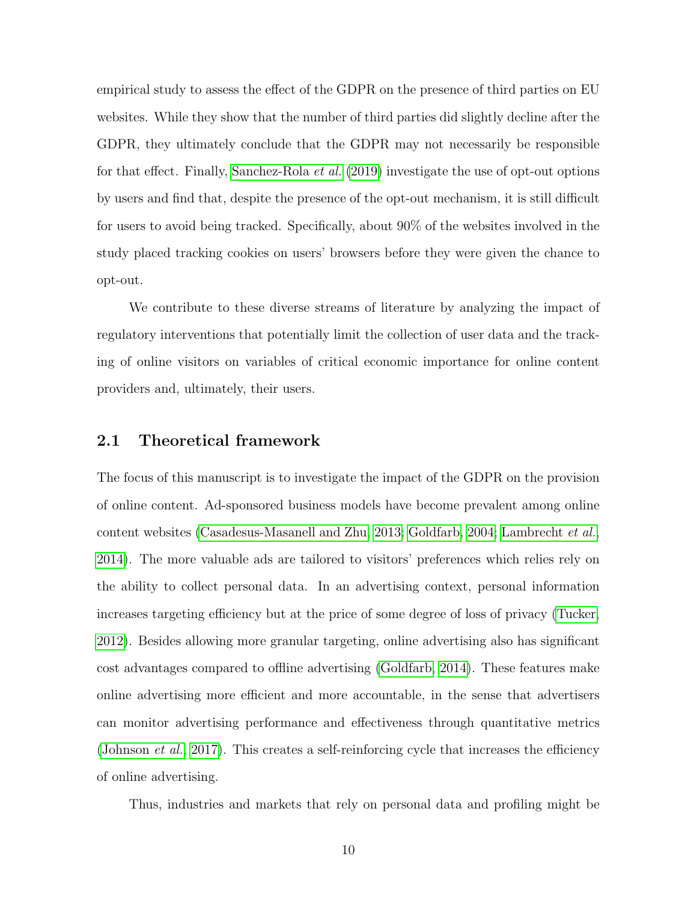empirical study to assess the effect of the GDPR on the presence of third parties on EU websites. While they show that the number of third parties did slightly decline after the GDPR, they ultimately conclude that the GDPR may not necessarily be responsible for that effect. Finally, Sanchez-Rola *et al.* (2019) investigate the use of opt-out options by users and find that, despite the presence of the opt-out mechanism, it is still difficult for users to avoid being tracked. Specifically, about 90% of the websites involved in the study placed tracking cookies on users' browsers before they were given the chance to opt-out.

We contribute to these diverse streams of literature by analyzing the impact of regulatory interventions that potentially limit the collection of user data and the tracking of online visitors on variables of critical economic importance for online content providers and, ultimately, their users.

## 2.1 Theoretical framework

The focus of this manuscript is to investigate the impact of the GDPR on the provision of online content. Ad-sponsored business models have become prevalent among online content websites (Casadesus-Masanell and Zhu, 2013; Goldfarb, 2004; Lambrecht *et al.*, 2014). The more valuable ads are tailored to visitors' preferences which relies rely on the ability to collect personal data. In an advertising context, personal information increases targeting efficiency but at the price of some degree of loss of privacy (Tucker, 2012). Besides allowing more granular targeting, online advertising also has significant cost advantages compared to offline advertising (Goldfarb, 2014). These features make online advertising more efficient and more accountable, in the sense that advertisers can monitor advertising performance and effectiveness through quantitative metrics (Johnson *et al.*, 2017). This creates a self-reinforcing cycle that increases the efficiency of online advertising.

Thus, industries and markets that rely on personal data and profiling might be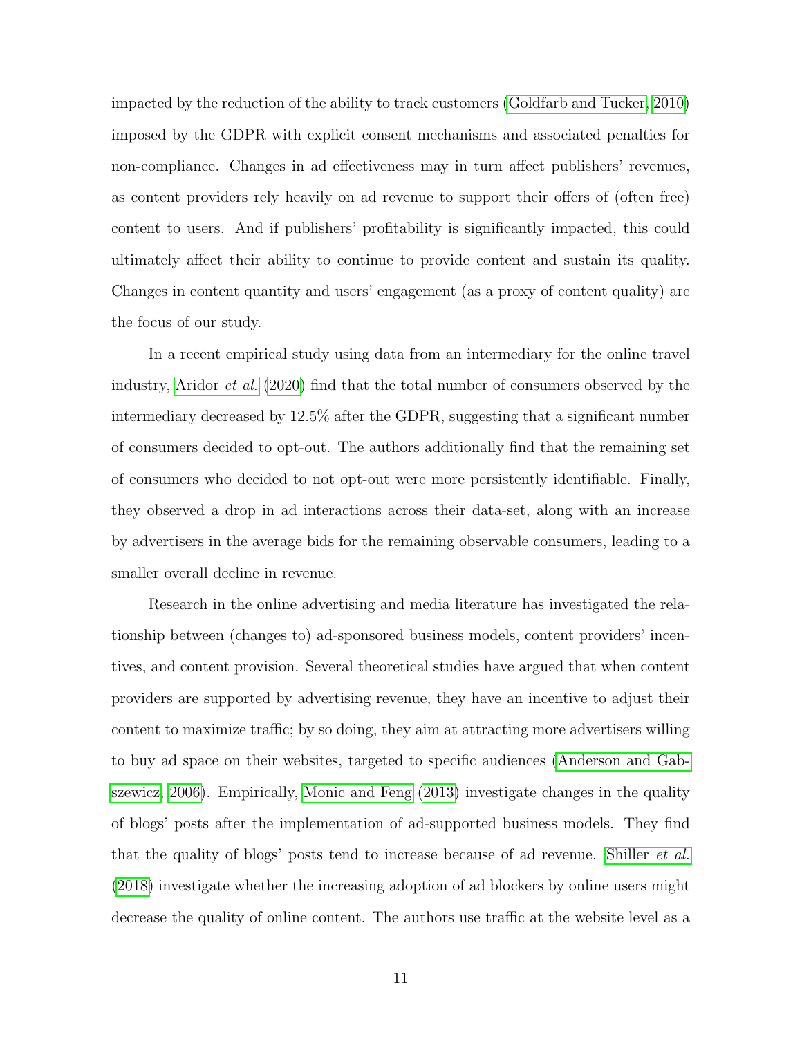impacted by the reduction of the ability to track customers (Goldfarb and Tucker, 2010) imposed by the GDPR with explicit consent mechanisms and associated penalties for non-compliance. Changes in ad effectiveness may in turn affect publishers' revenues, as content providers rely heavily on ad revenue to support their offers of (often free) content to users. And if publishers' profitability is significantly impacted, this could ultimately affect their ability to continue to provide content and sustain its quality. Changes in content quantity and users' engagement (as a proxy of content quality) are the focus of our study.

In a recent empirical study using data from an intermediary for the online travel industry, Aridor *et al.* (2020) find that the total number of consumers observed by the intermediary decreased by 12.5% after the GDPR, suggesting that a significant number of consumers decided to opt-out. The authors additionally find that the remaining set of consumers who decided to not opt-out were more persistently identifiable. Finally, they observed a drop in ad interactions across their data-set, along with an increase by advertisers in the average bids for the remaining observable consumers, leading to a smaller overall decline in revenue.

Research in the online advertising and media literature has investigated the relationship between (changes to) ad-sponsored business models, content providers' incentives, and content provision. Several theoretical studies have argued that when content providers are supported by advertising revenue, they have an incentive to adjust their content to maximize traffic; by so doing, they aim at attracting more advertisers willing to buy ad space on their websites, targeted to specific audiences (Anderson and Gabszewicz, 2006). Empirically, Monic and Feng (2013) investigate changes in the quality of blogs' posts after the implementation of ad-supported business models. They find that the quality of blogs' posts tend to increase because of ad revenue. Shiller *et al.* (2018) investigate whether the increasing adoption of ad blockers by online users might decrease the quality of online content. The authors use traffic at the website level as a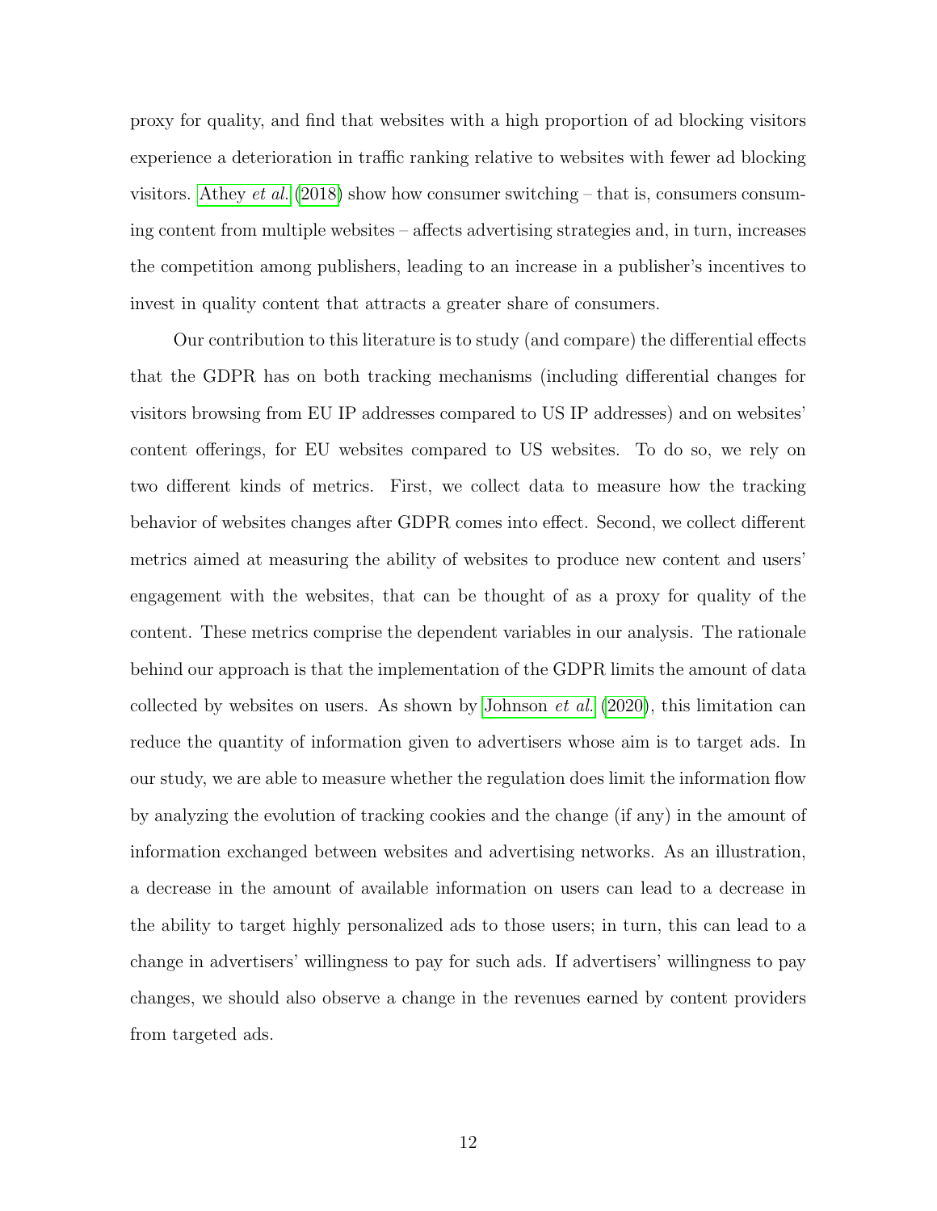proxy for quality, and find that websites with a high proportion of ad blocking visitors experience a deterioration in traffic ranking relative to websites with fewer ad blocking visitors. Athey *et al.* (2018) show how consumer switching – that is, consumers consuming content from multiple websites – affects advertising strategies and, in turn, increases the competition among publishers, leading to an increase in a publisher's incentives to invest in quality content that attracts a greater share of consumers.

Our contribution to this literature is to study (and compare) the differential effects that the GDPR has on both tracking mechanisms (including differential changes for visitors browsing from EU IP addresses compared to US IP addresses) and on websites' content offerings, for EU websites compared to US websites. To do so, we rely on two different kinds of metrics. First, we collect data to measure how the tracking behavior of websites changes after GDPR comes into effect. Second, we collect different metrics aimed at measuring the ability of websites to produce new content and users' engagement with the websites, that can be thought of as a proxy for quality of the content. These metrics comprise the dependent variables in our analysis. The rationale behind our approach is that the implementation of the GDPR limits the amount of data collected by websites on users. As shown by Johnson *et al.* (2020), this limitation can reduce the quantity of information given to advertisers whose aim is to target ads. In our study, we are able to measure whether the regulation does limit the information flow by analyzing the evolution of tracking cookies and the change (if any) in the amount of information exchanged between websites and advertising networks. As an illustration, a decrease in the amount of available information on users can lead to a decrease in the ability to target highly personalized ads to those users; in turn, this can lead to a change in advertisers' willingness to pay for such ads. If advertisers' willingness to pay changes, we should also observe a change in the revenues earned by content providers from targeted ads.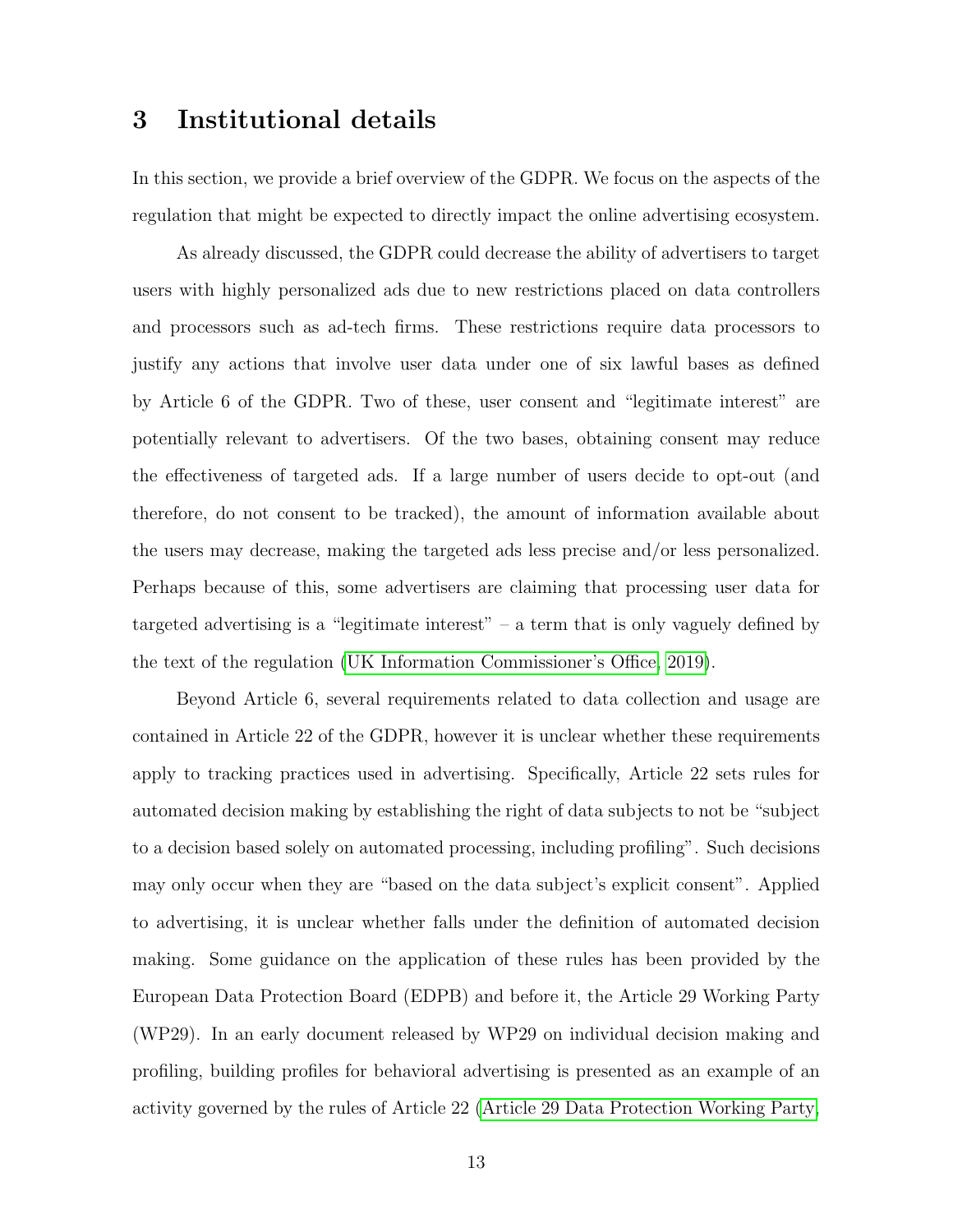# 3 Institutional details

In this section, we provide a brief overview of the GDPR. We focus on the aspects of the regulation that might be expected to directly impact the online advertising ecosystem.

As already discussed, the GDPR could decrease the ability of advertisers to target users with highly personalized ads due to new restrictions placed on data controllers and processors such as ad-tech firms. These restrictions require data processors to justify any actions that involve user data under one of six lawful bases as defined by Article 6 of the GDPR. Two of these, user consent and "legitimate interest" are potentially relevant to advertisers. Of the two bases, obtaining consent may reduce the effectiveness of targeted ads. If a large number of users decide to opt-out (and therefore, do not consent to be tracked), the amount of information available about the users may decrease, making the targeted ads less precise and/or less personalized. Perhaps because of this, some advertisers are claiming that processing user data for targeted advertising is a "legitimate interest" – a term that is only vaguely defined by the text of the regulation (UK Information Commissioner's Office, 2019).

Beyond Article 6, several requirements related to data collection and usage are contained in Article 22 of the GDPR, however it is unclear whether these requirements apply to tracking practices used in advertising. Specifically, Article 22 sets rules for automated decision making by establishing the right of data subjects to not be "subject to a decision based solely on automated processing, including profiling". Such decisions may only occur when they are "based on the data subject's explicit consent". Applied to advertising, it is unclear whether falls under the definition of automated decision making. Some guidance on the application of these rules has been provided by the European Data Protection Board (EDPB) and before it, the Article 29 Working Party (WP29). In an early document released by WP29 on individual decision making and profiling, building profiles for behavioral advertising is presented as an example of an activity governed by the rules of Article 22 (Article 29 Data Protection Working Party,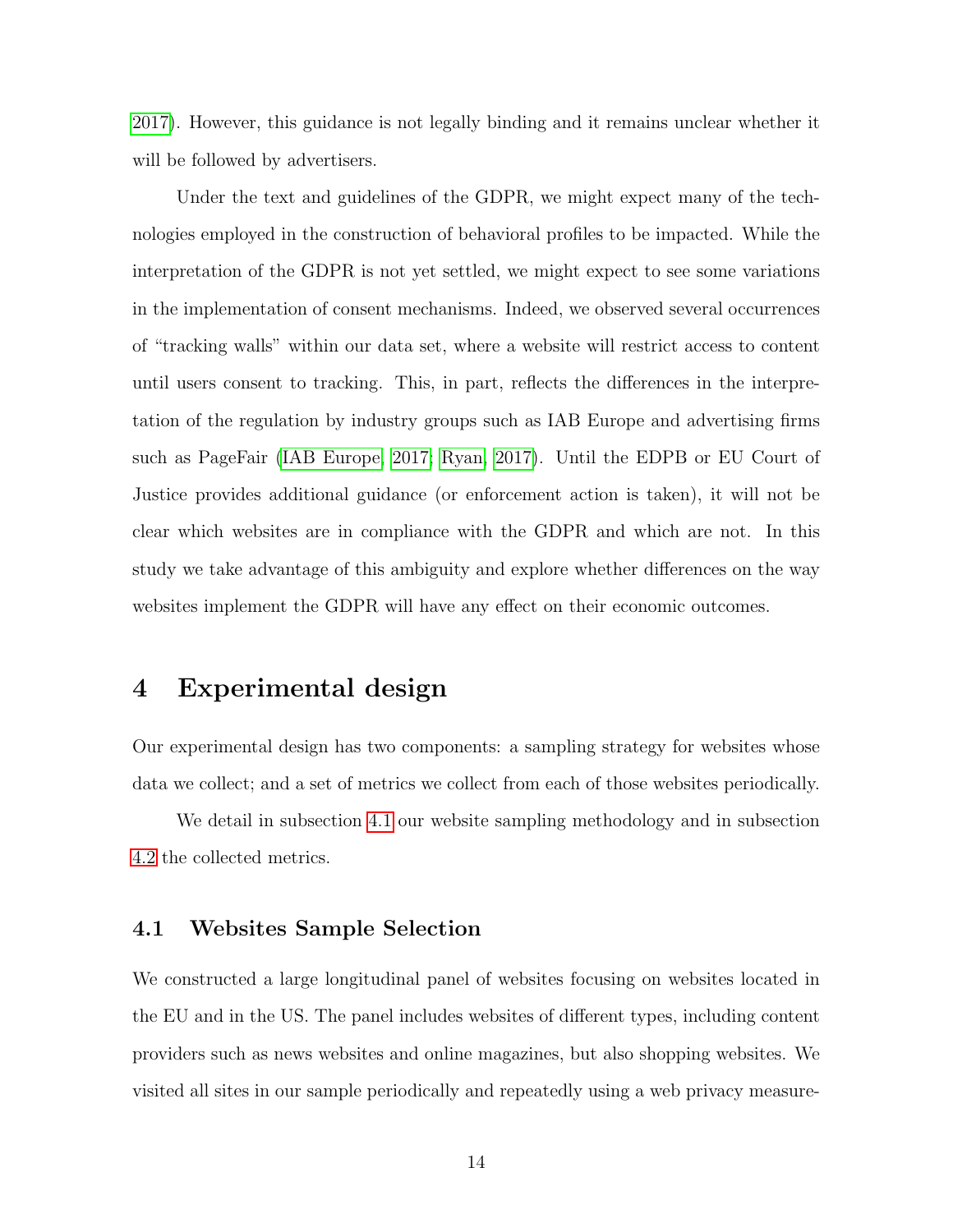2017). However, this guidance is not legally binding and it remains unclear whether it will be followed by advertisers.

Under the text and guidelines of the GDPR, we might expect many of the technologies employed in the construction of behavioral profiles to be impacted. While the interpretation of the GDPR is not yet settled, we might expect to see some variations in the implementation of consent mechanisms. Indeed, we observed several occurrences of "tracking walls" within our data set, where a website will restrict access to content until users consent to tracking. This, in part, reflects the differences in the interpretation of the regulation by industry groups such as IAB Europe and advertising firms such as PageFair (IAB Europe, 2017; Ryan, 2017). Until the EDPB or EU Court of Justice provides additional guidance (or enforcement action is taken), it will not be clear which websites are in compliance with the GDPR and which are not. In this study we take advantage of this ambiguity and explore whether differences on the way websites implement the GDPR will have any effect on their economic outcomes.

# 4 Experimental design

Our experimental design has two components: a sampling strategy for websites whose data we collect; and a set of metrics we collect from each of those websites periodically.

We detail in subsection 4.1 our website sampling methodology and in subsection 4.2 the collected metrics.

## 4.1 Websites Sample Selection

We constructed a large longitudinal panel of websites focusing on websites located in the EU and in the US. The panel includes websites of different types, including content providers such as news websites and online magazines, but also shopping websites. We visited all sites in our sample periodically and repeatedly using a web privacy measure-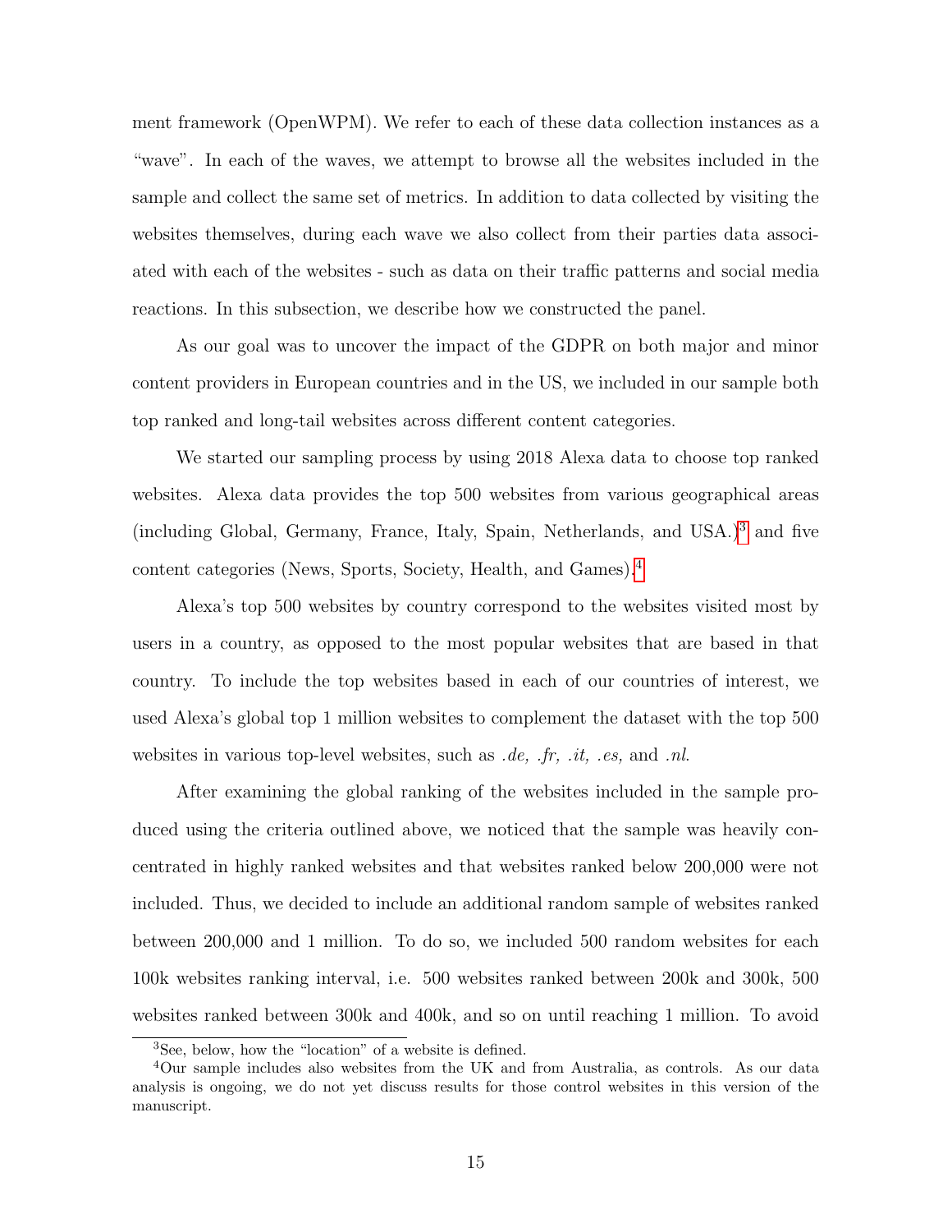ment framework (OpenWPM). We refer to each of these data collection instances as a "wave". In each of the waves, we attempt to browse all the websites included in the sample and collect the same set of metrics. In addition to data collected by visiting the websites themselves, during each wave we also collect from their parties data associated with each of the websites - such as data on their traffic patterns and social media reactions. In this subsection, we describe how we constructed the panel.

As our goal was to uncover the impact of the GDPR on both major and minor content providers in European countries and in the US, we included in our sample both top ranked and long-tail websites across different content categories.

We started our sampling process by using 2018 Alexa data to choose top ranked websites. Alexa data provides the top 500 websites from various geographical areas (including Global, Germany, France, Italy, Spain, Netherlands, and USA.)[3] and five content categories (News, Sports, Society, Health, and Games).[4]

Alexa's top 500 websites by country correspond to the websites visited most by users in a country, as opposed to the most popular websites that are based in that country. To include the top websites based in each of our countries of interest, we used Alexa's global top 1 million websites to complement the dataset with the top 500 websites in various top-level websites, such as *.de, .fr, .it, .es,* and *.nl*.

After examining the global ranking of the websites included in the sample produced using the criteria outlined above, we noticed that the sample was heavily concentrated in highly ranked websites and that websites ranked below 200,000 were not included. Thus, we decided to include an additional random sample of websites ranked between 200,000 and 1 million. To do so, we included 500 random websites for each 100k websites ranking interval, i.e. 500 websites ranked between 200k and 300k, 500 websites ranked between 300k and 400k, and so on until reaching 1 million. To avoid

[3] See, below, how the "location" of a website is defined.

[4] Our sample includes also websites from the UK and from Australia, as controls. As our data analysis is ongoing, we do not yet discuss results for those control websites in this version of the manuscript.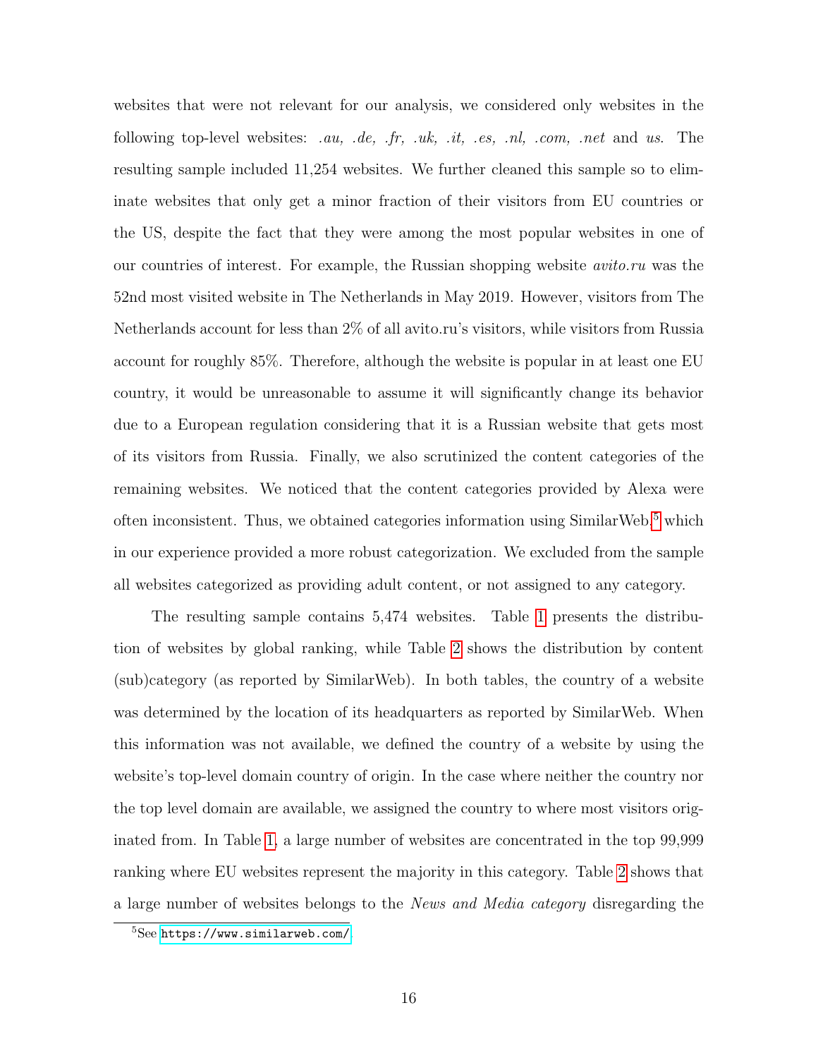websites that were not relevant for our analysis, we considered only websites in the following top-level websites: *.au, .de, .fr, .uk, .it, .es, .nl, .com, .net* and *us*. The resulting sample included 11,254 websites. We further cleaned this sample so to eliminate websites that only get a minor fraction of their visitors from EU countries or the US, despite the fact that they were among the most popular websites in one of our countries of interest. For example, the Russian shopping website *avito.ru* was the 52nd most visited website in The Netherlands in May 2019. However, visitors from The Netherlands account for less than 2% of all avito.ru's visitors, while visitors from Russia account for roughly 85%. Therefore, although the website is popular in at least one EU country, it would be unreasonable to assume it will significantly change its behavior due to a European regulation considering that it is a Russian website that gets most of its visitors from Russia. Finally, we also scrutinized the content categories of the remaining websites. We noticed that the content categories provided by Alexa were often inconsistent. Thus, we obtained categories information using SimilarWeb,[5] which in our experience provided a more robust categorization. We excluded from the sample all websites categorized as providing adult content, or not assigned to any category.

The resulting sample contains 5,474 websites. Table 1 presents the distribution of websites by global ranking, while Table 2 shows the distribution by content (sub)category (as reported by SimilarWeb). In both tables, the country of a website was determined by the location of its headquarters as reported by SimilarWeb. When this information was not available, we defined the country of a website by using the website's top-level domain country of origin. In the case where neither the country nor the top level domain are available, we assigned the country to where most visitors originated from. In Table 1, a large number of websites are concentrated in the top 99,999 ranking where EU websites represent the majority in this category. Table 2 shows that a large number of websites belongs to the *News and Media category* disregarding the

[5] See https://www.similarweb.com/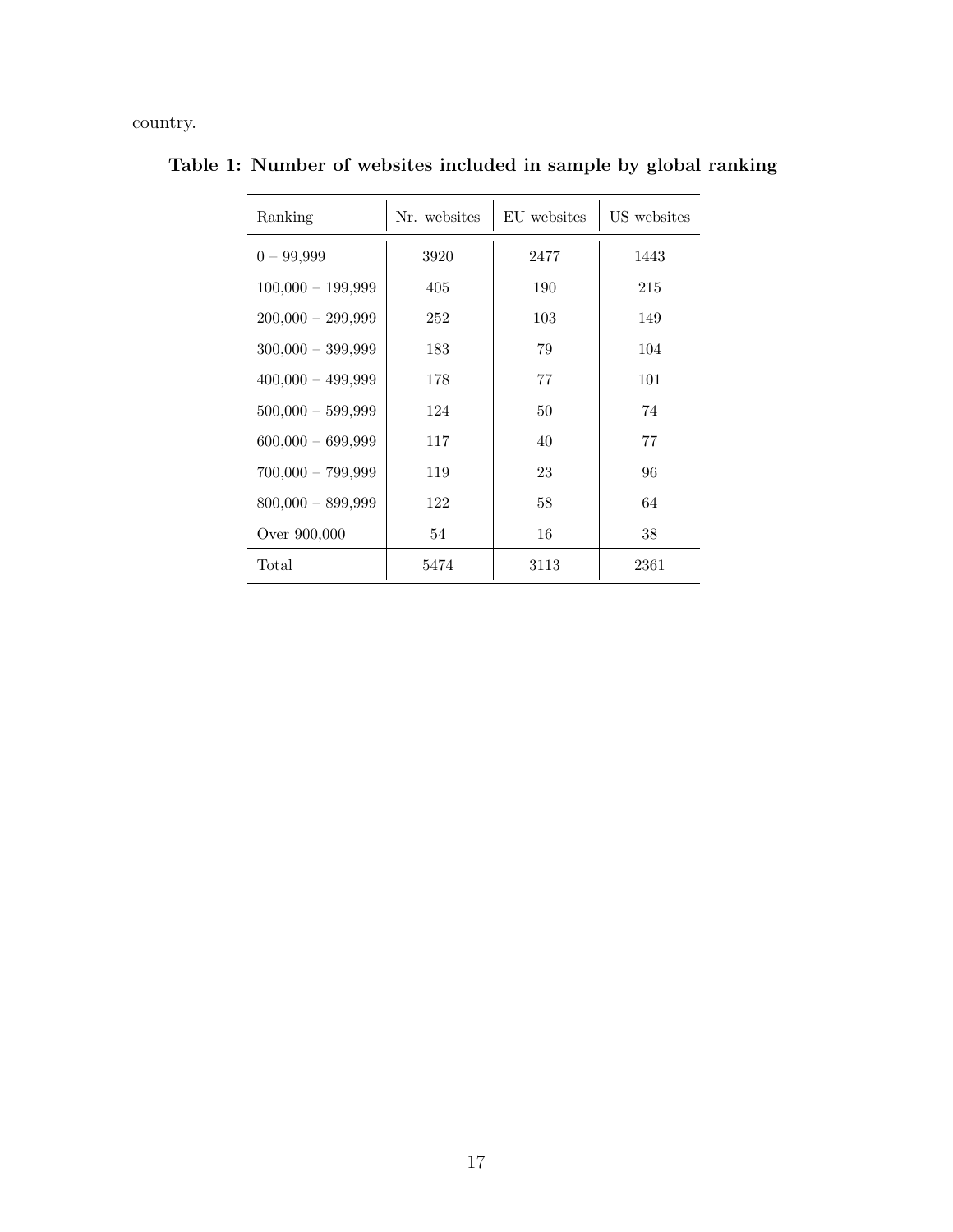country.

**Table 1: Number of websites included in sample by global ranking**

| Ranking | Nr. websites | EU websites | US websites |
|---|---|---|---|
| 0 – 99,999 | 3920 | 2477 | 1443 |
| 100,000 – 199,999 | 405 | 190 | 215 |
| 200,000 – 299,999 | 252 | 103 | 149 |
| 300,000 – 399,999 | 183 | 79 | 104 |
| 400,000 – 499,999 | 178 | 77 | 101 |
| 500,000 – 599,999 | 124 | 50 | 74 |
| 600,000 – 699,999 | 117 | 40 | 77 |
| 700,000 – 799,999 | 119 | 23 | 96 |
| 800,000 – 899,999 | 122 | 58 | 64 |
| Over 900,000 | 54 | 16 | 38 |
| Total | 5474 | 3113 | 2361 |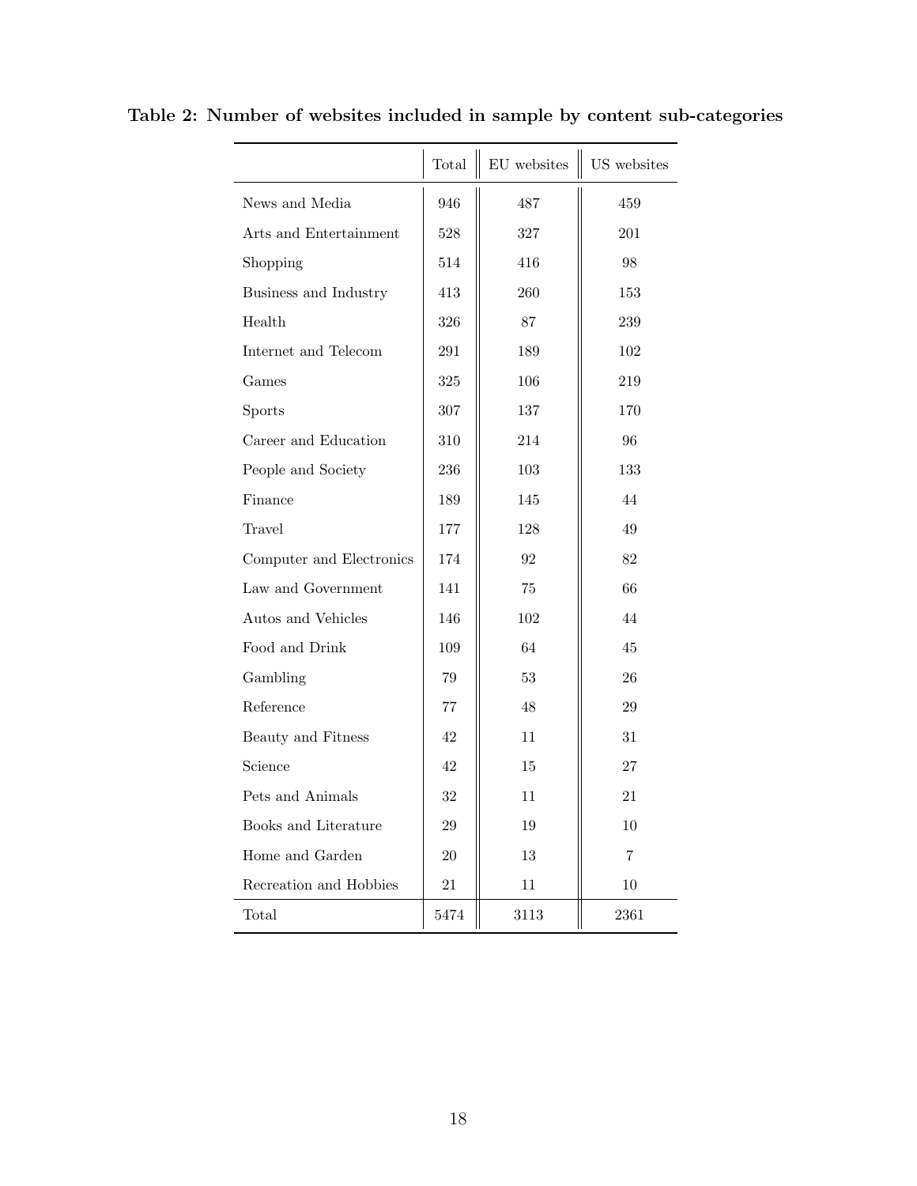**Table 2: Number of websites included in sample by content sub-categories**

| | Total | EU websites | US websites |
|---|---|---|---|
| News and Media | 946 | 487 | 459 |
| Arts and Entertainment | 528 | 327 | 201 |
| Shopping | 514 | 416 | 98 |
| Business and Industry | 413 | 260 | 153 |
| Health | 326 | 87 | 239 |
| Internet and Telecom | 291 | 189 | 102 |
| Games | 325 | 106 | 219 |
| Sports | 307 | 137 | 170 |
| Career and Education | 310 | 214 | 96 |
| People and Society | 236 | 103 | 133 |
| Finance | 189 | 145 | 44 |
| Travel | 177 | 128 | 49 |
| Computer and Electronics | 174 | 92 | 82 |
| Law and Government | 141 | 75 | 66 |
| Autos and Vehicles | 146 | 102 | 44 |
| Food and Drink | 109 | 64 | 45 |
| Gambling | 79 | 53 | 26 |
| Reference | 77 | 48 | 29 |
| Beauty and Fitness | 42 | 11 | 31 |
| Science | 42 | 15 | 27 |
| Pets and Animals | 32 | 11 | 21 |
| Books and Literature | 29 | 19 | 10 |
| Home and Garden | 20 | 13 | 7 |
| Recreation and Hobbies | 21 | 11 | 10 |
| Total | 5474 | 3113 | 2361 |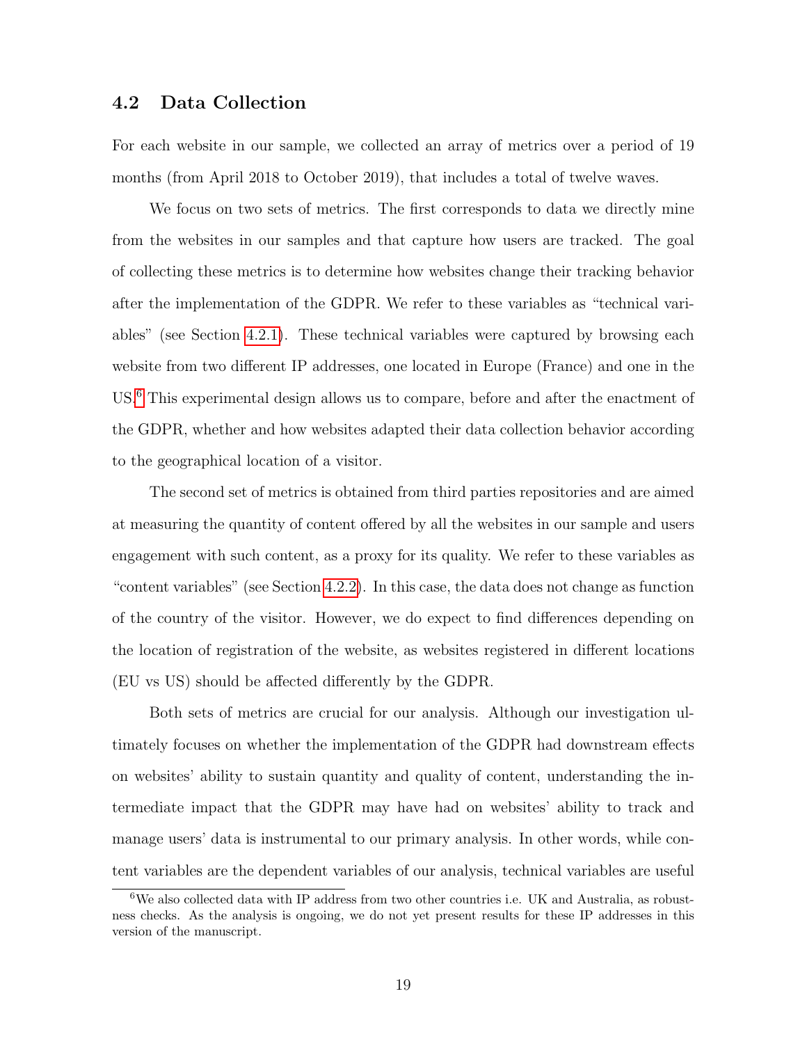## 4.2 Data Collection

For each website in our sample, we collected an array of metrics over a period of 19 months (from April 2018 to October 2019), that includes a total of twelve waves.

We focus on two sets of metrics. The first corresponds to data we directly mine from the websites in our samples and that capture how users are tracked. The goal of collecting these metrics is to determine how websites change their tracking behavior after the implementation of the GDPR. We refer to these variables as "technical variables" (see Section 4.2.1). These technical variables were captured by browsing each website from two different IP addresses, one located in Europe (France) and one in the US.[6] This experimental design allows us to compare, before and after the enactment of the GDPR, whether and how websites adapted their data collection behavior according to the geographical location of a visitor.

The second set of metrics is obtained from third parties repositories and are aimed at measuring the quantity of content offered by all the websites in our sample and users engagement with such content, as a proxy for its quality. We refer to these variables as "content variables" (see Section 4.2.2). In this case, the data does not change as function of the country of the visitor. However, we do expect to find differences depending on the location of registration of the website, as websites registered in different locations (EU vs US) should be affected differently by the GDPR.

Both sets of metrics are crucial for our analysis. Although our investigation ultimately focuses on whether the implementation of the GDPR had downstream effects on websites' ability to sustain quantity and quality of content, understanding the intermediate impact that the GDPR may have had on websites' ability to track and manage users' data is instrumental to our primary analysis. In other words, while content variables are the dependent variables of our analysis, technical variables are useful

[6] We also collected data with IP address from two other countries i.e. UK and Australia, as robustness checks. As the analysis is ongoing, we do not yet present results for these IP addresses in this version of the manuscript.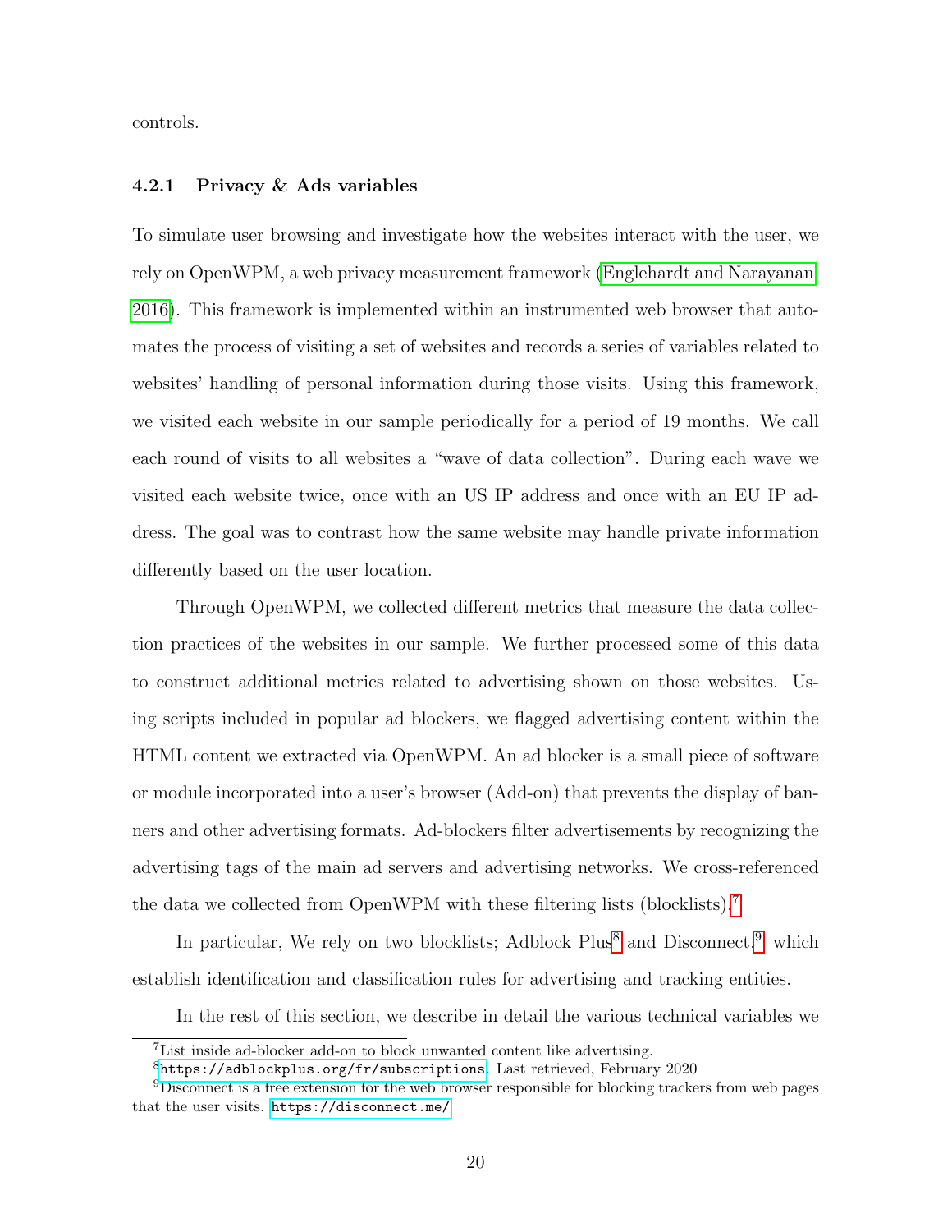controls.

#### 4.2.1 Privacy & Ads variables

To simulate user browsing and investigate how the websites interact with the user, we rely on OpenWPM, a web privacy measurement framework (Englehardt and Narayanan, 2016). This framework is implemented within an instrumented web browser that automates the process of visiting a set of websites and records a series of variables related to websites' handling of personal information during those visits. Using this framework, we visited each website in our sample periodically for a period of 19 months. We call each round of visits to all websites a "wave of data collection". During each wave we visited each website twice, once with an US IP address and once with an EU IP address. The goal was to contrast how the same website may handle private information differently based on the user location.

Through OpenWPM, we collected different metrics that measure the data collection practices of the websites in our sample. We further processed some of this data to construct additional metrics related to advertising shown on those websites. Using scripts included in popular ad blockers, we flagged advertising content within the HTML content we extracted via OpenWPM. An ad blocker is a small piece of software or module incorporated into a user's browser (Add-on) that prevents the display of banners and other advertising formats. Ad-blockers filter advertisements by recognizing the advertising tags of the main ad servers and advertising networks. We cross-referenced the data we collected from OpenWPM with these filtering lists (blocklists).[7]

In particular, We rely on two blocklists; Adblock Plus[8] and Disconnect,[9] which establish identification and classification rules for advertising and tracking entities.

In the rest of this section, we describe in detail the various technical variables we

---

[7] List inside ad-blocker add-on to block unwanted content like advertising.

[8] https://adblockplus.org/fr/subscriptions. Last retrieved, February 2020

[9] Disconnect is a free extension for the web browser responsible for blocking trackers from web pages that the user visits. https://disconnect.me/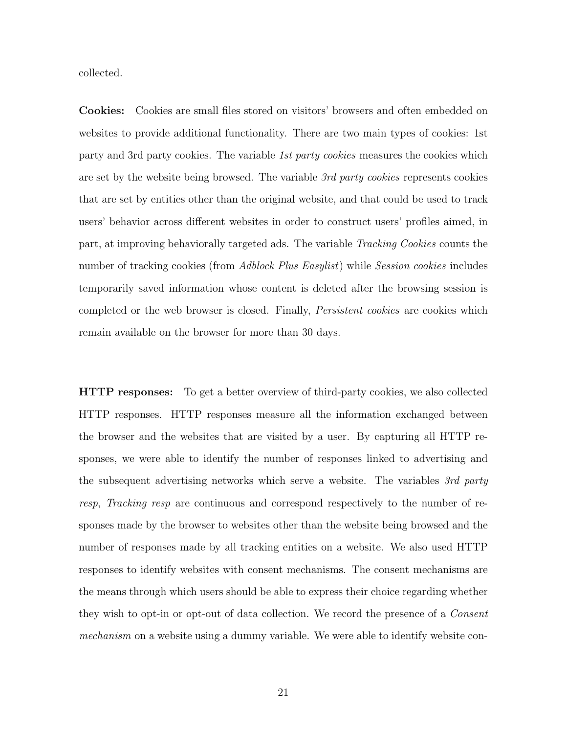collected.

**Cookies:** Cookies are small files stored on visitors' browsers and often embedded on websites to provide additional functionality. There are two main types of cookies: 1st party and 3rd party cookies. The variable *1st party cookies* measures the cookies which are set by the website being browsed. The variable *3rd party cookies* represents cookies that are set by entities other than the original website, and that could be used to track users' behavior across different websites in order to construct users' profiles aimed, in part, at improving behaviorally targeted ads. The variable *Tracking Cookies* counts the number of tracking cookies (from *Adblock Plus Easylist*) while *Session cookies* includes temporarily saved information whose content is deleted after the browsing session is completed or the web browser is closed. Finally, *Persistent cookies* are cookies which remain available on the browser for more than 30 days.

**HTTP responses:** To get a better overview of third-party cookies, we also collected HTTP responses. HTTP responses measure all the information exchanged between the browser and the websites that are visited by a user. By capturing all HTTP responses, we were able to identify the number of responses linked to advertising and the subsequent advertising networks which serve a website. The variables *3rd party resp*, *Tracking resp* are continuous and correspond respectively to the number of responses made by the browser to websites other than the website being browsed and the number of responses made by all tracking entities on a website. We also used HTTP responses to identify websites with consent mechanisms. The consent mechanisms are the means through which users should be able to express their choice regarding whether they wish to opt-in or opt-out of data collection. We record the presence of a *Consent mechanism* on a website using a dummy variable. We were able to identify website con-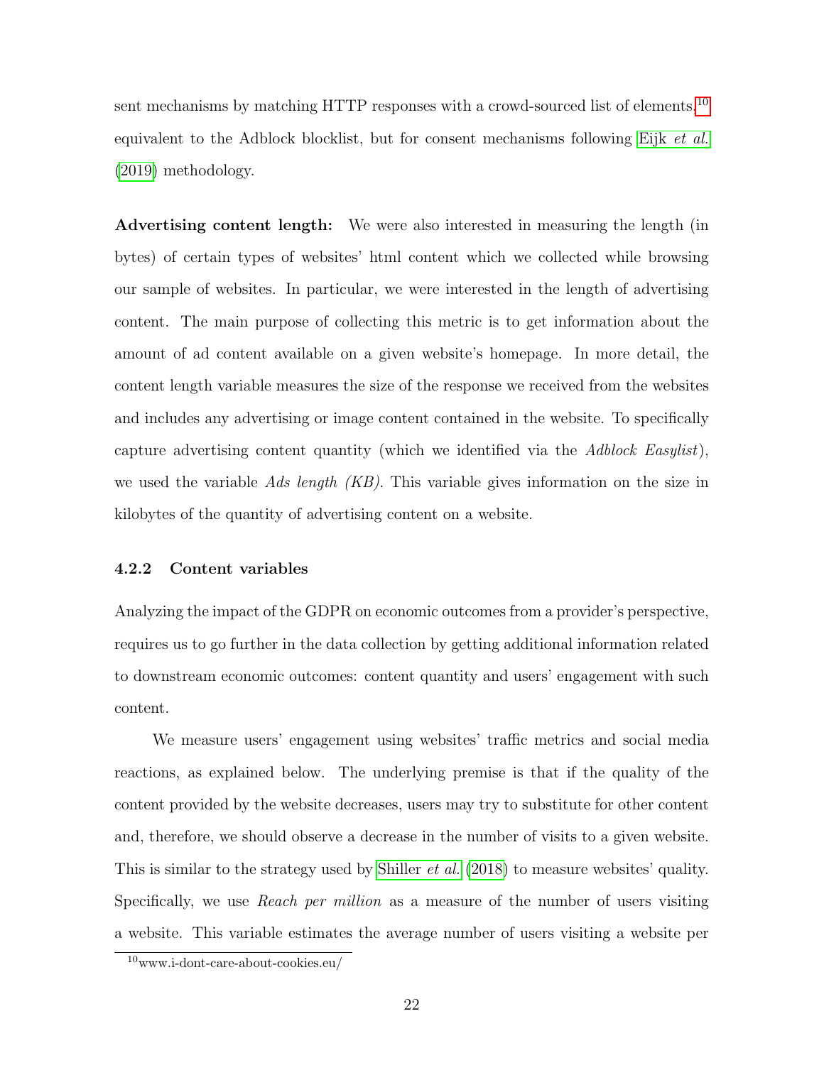sent mechanisms by matching HTTP responses with a crowd-sourced list of elements,[10] equivalent to the Adblock blocklist, but for consent mechanisms following Eijk *et al.* (2019) methodology.

**Advertising content length:** We were also interested in measuring the length (in bytes) of certain types of websites' html content which we collected while browsing our sample of websites. In particular, we were interested in the length of advertising content. The main purpose of collecting this metric is to get information about the amount of ad content available on a given website's homepage. In more detail, the content length variable measures the size of the response we received from the websites and includes any advertising or image content contained in the website. To specifically capture advertising content quantity (which we identified via the *Adblock Easylist*), we used the variable *Ads length (KB)*. This variable gives information on the size in kilobytes of the quantity of advertising content on a website.

#### 4.2.2 Content variables

Analyzing the impact of the GDPR on economic outcomes from a provider's perspective, requires us to go further in the data collection by getting additional information related to downstream economic outcomes: content quantity and users' engagement with such content.

We measure users' engagement using websites' traffic metrics and social media reactions, as explained below. The underlying premise is that if the quality of the content provided by the website decreases, users may try to substitute for other content and, therefore, we should observe a decrease in the number of visits to a given website. This is similar to the strategy used by Shiller *et al.* (2018) to measure websites' quality. Specifically, we use *Reach per million* as a measure of the number of users visiting a website. This variable estimates the average number of users visiting a website per

[10] www.i-dont-care-about-cookies.eu/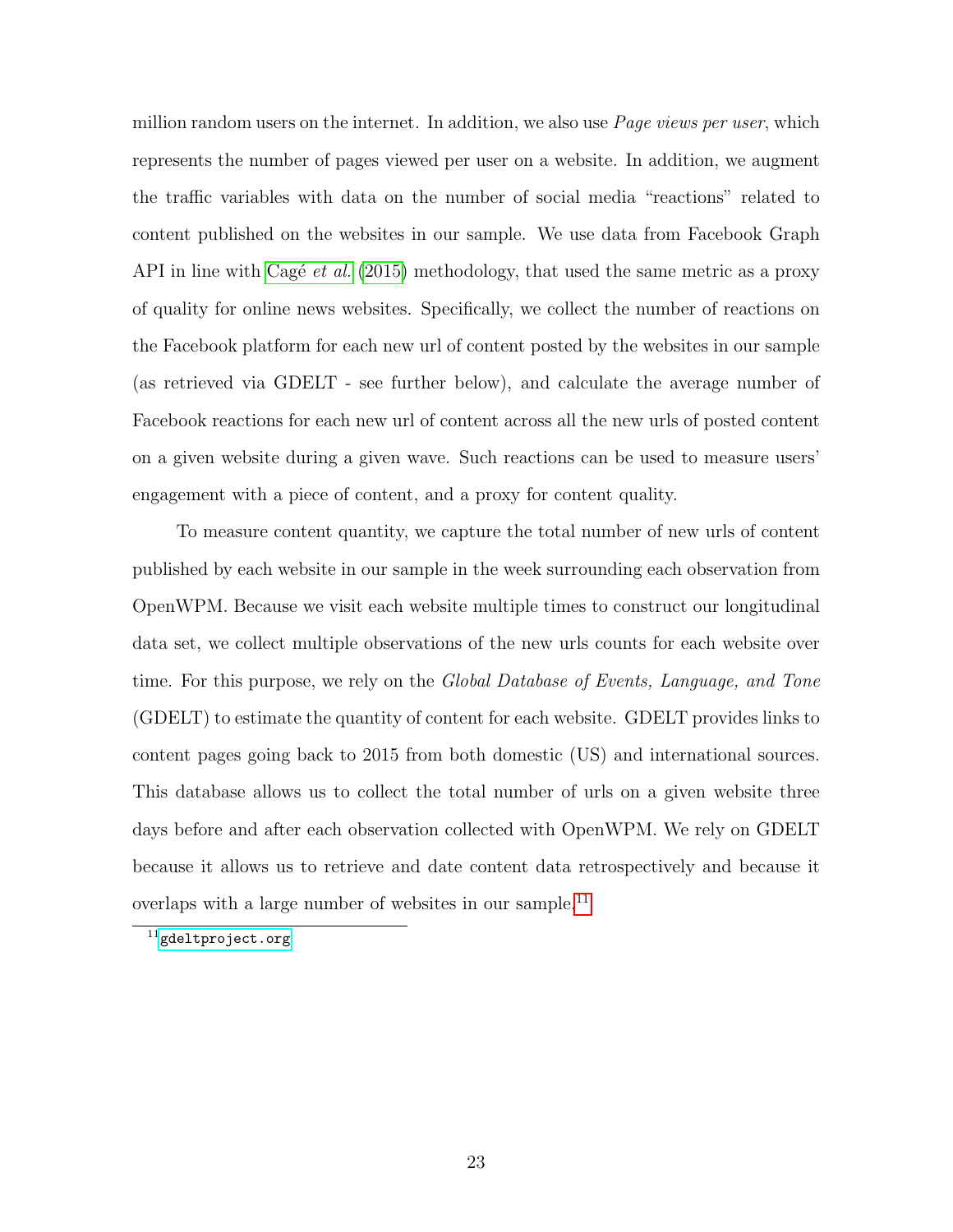million random users on the internet. In addition, we also use *Page views per user*, which represents the number of pages viewed per user on a website. In addition, we augment the traffic variables with data on the number of social media "reactions" related to content published on the websites in our sample. We use data from Facebook Graph API in line with Cagé *et al.* (2015) methodology, that used the same metric as a proxy of quality for online news websites. Specifically, we collect the number of reactions on the Facebook platform for each new url of content posted by the websites in our sample (as retrieved via GDELT - see further below), and calculate the average number of Facebook reactions for each new url of content across all the new urls of posted content on a given website during a given wave. Such reactions can be used to measure users' engagement with a piece of content, and a proxy for content quality.

To measure content quantity, we capture the total number of new urls of content published by each website in our sample in the week surrounding each observation from OpenWPM. Because we visit each website multiple times to construct our longitudinal data set, we collect multiple observations of the new urls counts for each website over time. For this purpose, we rely on the *Global Database of Events, Language, and Tone* (GDELT) to estimate the quantity of content for each website. GDELT provides links to content pages going back to 2015 from both domestic (US) and international sources. This database allows us to collect the total number of urls on a given website three days before and after each observation collected with OpenWPM. We rely on GDELT because it allows us to retrieve and date content data retrospectively and because it overlaps with a large number of websites in our sample.[11]

[11] `gdeltproject.org`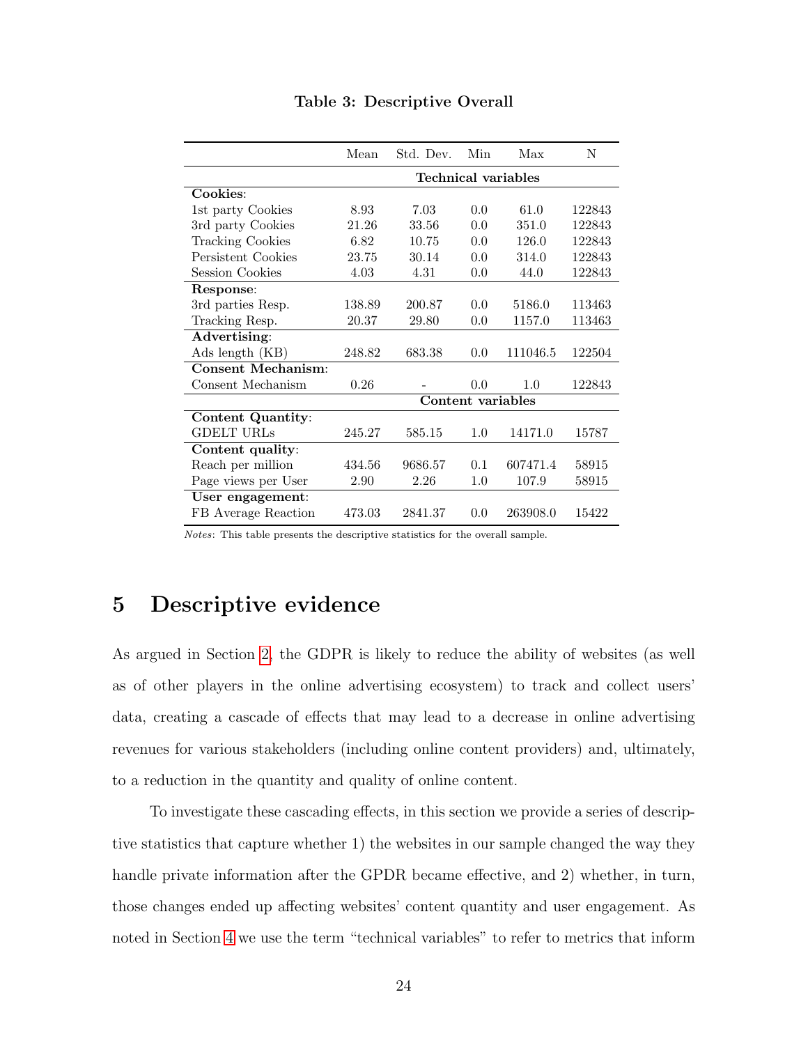**Table 3: Descriptive Overall**

| | Mean | Std. Dev. | Min | Max | N |
|---|---|---|---|---|---|
| | **Technical variables** | | | | |
| **Cookies**: | | | | | |
| 1st party Cookies | 8.93 | 7.03 | 0.0 | 61.0 | 122843 |
| 3rd party Cookies | 21.26 | 33.56 | 0.0 | 351.0 | 122843 |
| Tracking Cookies | 6.82 | 10.75 | 0.0 | 126.0 | 122843 |
| Persistent Cookies | 23.75 | 30.14 | 0.0 | 314.0 | 122843 |
| Session Cookies | 4.03 | 4.31 | 0.0 | 44.0 | 122843 |
| **Response**: | | | | | |
| 3rd parties Resp. | 138.89 | 200.87 | 0.0 | 5186.0 | 113463 |
| Tracking Resp. | 20.37 | 29.80 | 0.0 | 1157.0 | 113463 |
| **Advertising**: | | | | | |
| Ads length (KB) | 248.82 | 683.38 | 0.0 | 111046.5 | 122504 |
| **Consent Mechanism**: | | | | | |
| Consent Mechanism | 0.26 | - | 0.0 | 1.0 | 122843 |
| | **Content variables** | | | | |
| **Content Quantity**: | | | | | |
| GDELT URLs | 245.27 | 585.15 | 1.0 | 14171.0 | 15787 |
| **Content quality**: | | | | | |
| Reach per million | 434.56 | 9686.57 | 0.1 | 607471.4 | 58915 |
| Page views per User | 2.90 | 2.26 | 1.0 | 107.9 | 58915 |
| **User engagement**: | | | | | |
| FB Average Reaction | 473.03 | 2841.37 | 0.0 | 263908.0 | 15422 |

*Notes*: This table presents the descriptive statistics for the overall sample.

# 5 Descriptive evidence

As argued in Section 2, the GDPR is likely to reduce the ability of websites (as well as of other players in the online advertising ecosystem) to track and collect users' data, creating a cascade of effects that may lead to a decrease in online advertising revenues for various stakeholders (including online content providers) and, ultimately, to a reduction in the quantity and quality of online content.

To investigate these cascading effects, in this section we provide a series of descriptive statistics that capture whether 1) the websites in our sample changed the way they handle private information after the GPDR became effective, and 2) whether, in turn, those changes ended up affecting websites' content quantity and user engagement. As noted in Section 4 we use the term "technical variables" to refer to metrics that inform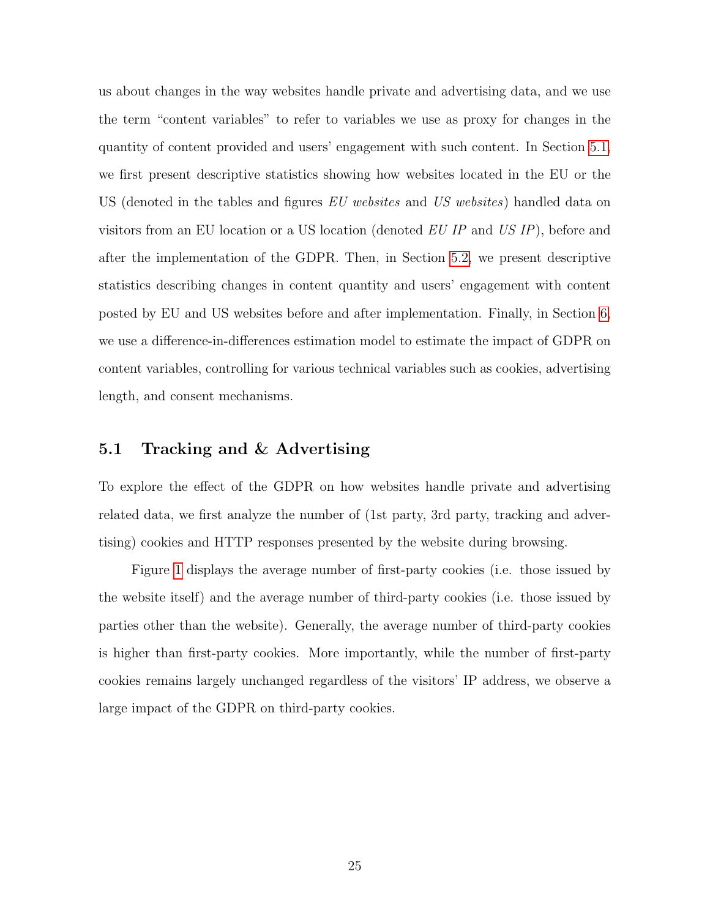us about changes in the way websites handle private and advertising data, and we use the term "content variables" to refer to variables we use as proxy for changes in the quantity of content provided and users' engagement with such content. In Section 5.1, we first present descriptive statistics showing how websites located in the EU or the US (denoted in the tables and figures *EU websites* and *US websites*) handled data on visitors from an EU location or a US location (denoted *EU IP* and *US IP*), before and after the implementation of the GDPR. Then, in Section 5.2, we present descriptive statistics describing changes in content quantity and users' engagement with content posted by EU and US websites before and after implementation. Finally, in Section 6, we use a difference-in-differences estimation model to estimate the impact of GDPR on content variables, controlling for various technical variables such as cookies, advertising length, and consent mechanisms.

## 5.1 Tracking and & Advertising

To explore the effect of the GDPR on how websites handle private and advertising related data, we first analyze the number of (1st party, 3rd party, tracking and advertising) cookies and HTTP responses presented by the website during browsing.

Figure 1 displays the average number of first-party cookies (i.e. those issued by the website itself) and the average number of third-party cookies (i.e. those issued by parties other than the website). Generally, the average number of third-party cookies is higher than first-party cookies. More importantly, while the number of first-party cookies remains largely unchanged regardless of the visitors' IP address, we observe a large impact of the GDPR on third-party cookies.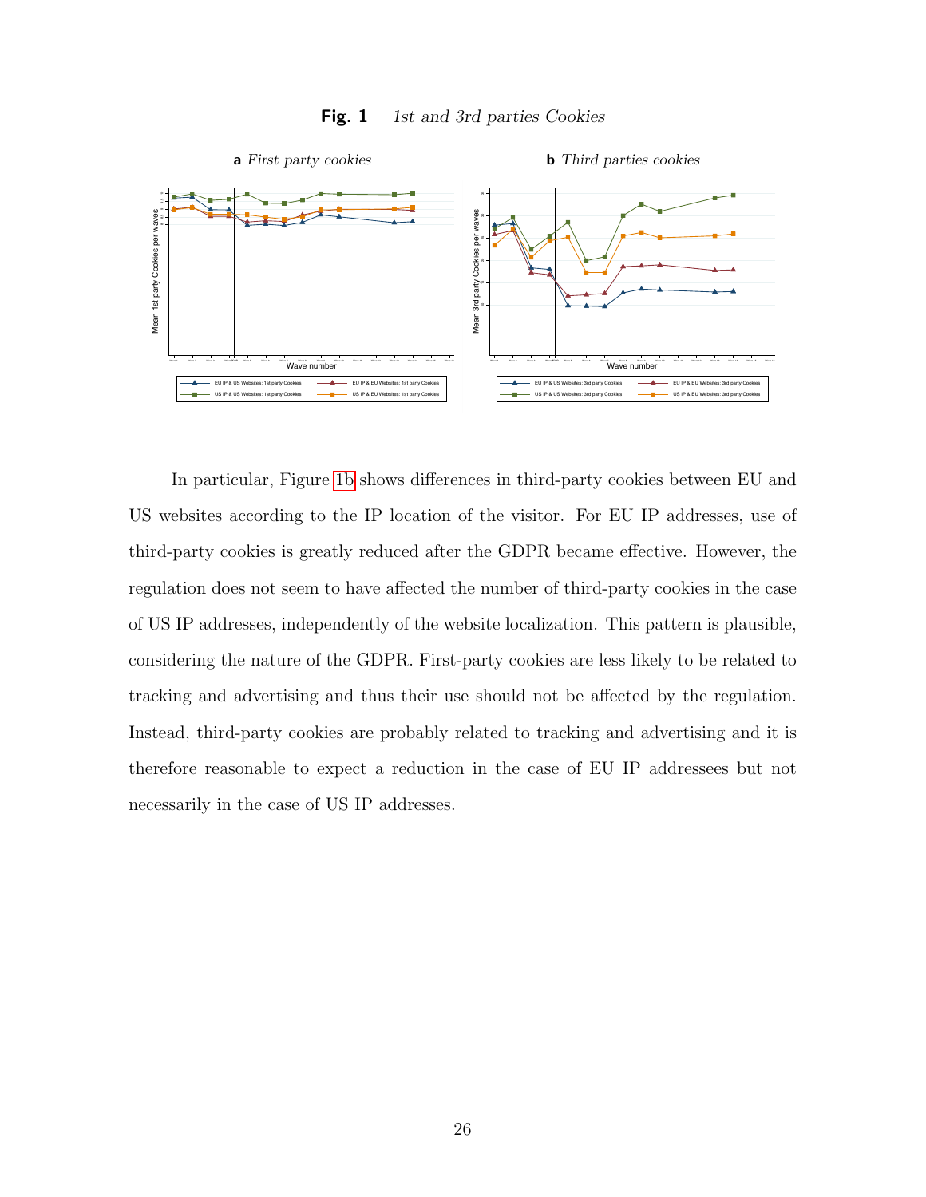**Fig. 1** *1st and 3rd parties Cookies*

**a** *First party cookies*

**b** *Third parties cookies*

In particular, Figure 1b shows differences in third-party cookies between EU and US websites according to the IP location of the visitor. For EU IP addresses, use of third-party cookies is greatly reduced after the GDPR became effective. However, the regulation does not seem to have affected the number of third-party cookies in the case of US IP addresses, independently of the website localization. This pattern is plausible, considering the nature of the GDPR. First-party cookies are less likely to be related to tracking and advertising and thus their use should not be affected by the regulation. Instead, third-party cookies are probably related to tracking and advertising and it is therefore reasonable to expect a reduction in the case of EU IP addressees but not necessarily in the case of US IP addresses.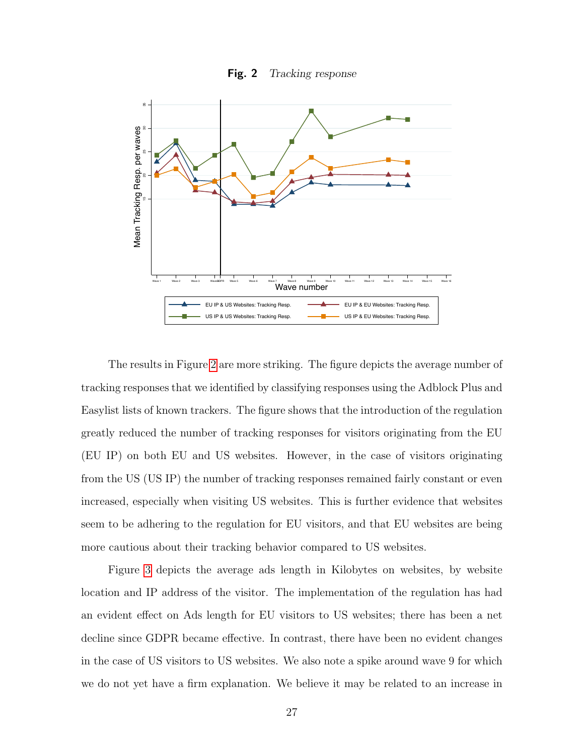**Fig. 2** *Tracking response*

The results in Figure 2 are more striking. The figure depicts the average number of tracking responses that we identified by classifying responses using the Adblock Plus and Easylist lists of known trackers. The figure shows that the introduction of the regulation greatly reduced the number of tracking responses for visitors originating from the EU (EU IP) on both EU and US websites. However, in the case of visitors originating from the US (US IP) the number of tracking responses remained fairly constant or even increased, especially when visiting US websites. This is further evidence that websites seem to be adhering to the regulation for EU visitors, and that EU websites are being more cautious about their tracking behavior compared to US websites.

Figure 3 depicts the average ads length in Kilobytes on websites, by website location and IP address of the visitor. The implementation of the regulation has had an evident effect on Ads length for EU visitors to US websites; there has been a net decline since GDPR became effective. In contrast, there have been no evident changes in the case of US visitors to US websites. We also note a spike around wave 9 for which we do not yet have a firm explanation. We believe it may be related to an increase in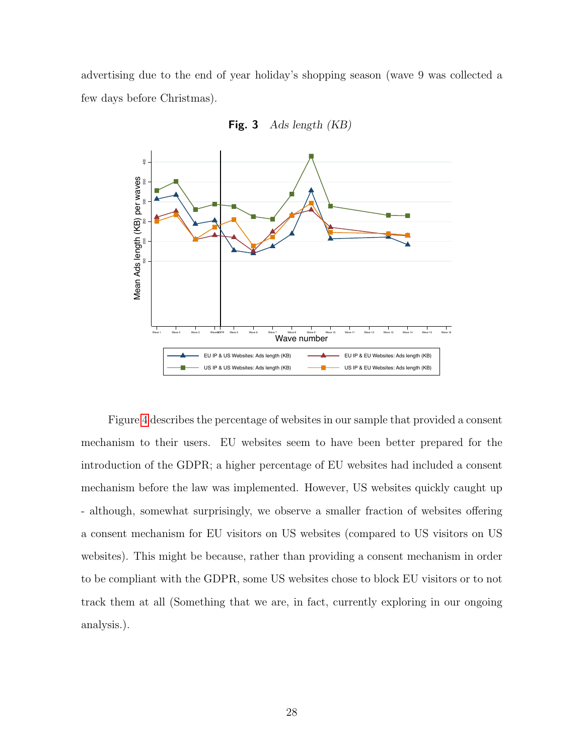advertising due to the end of year holiday's shopping season (wave 9 was collected a few days before Christmas).

**Fig. 3** *Ads length (KB)*

Figure 4 describes the percentage of websites in our sample that provided a consent mechanism to their users. EU websites seem to have been better prepared for the introduction of the GDPR; a higher percentage of EU websites had included a consent mechanism before the law was implemented. However, US websites quickly caught up - although, somewhat surprisingly, we observe a smaller fraction of websites offering a consent mechanism for EU visitors on US websites (compared to US visitors on US websites). This might be because, rather than providing a consent mechanism in order to be compliant with the GDPR, some US websites chose to block EU visitors or to not track them at all (Something that we are, in fact, currently exploring in our ongoing analysis.).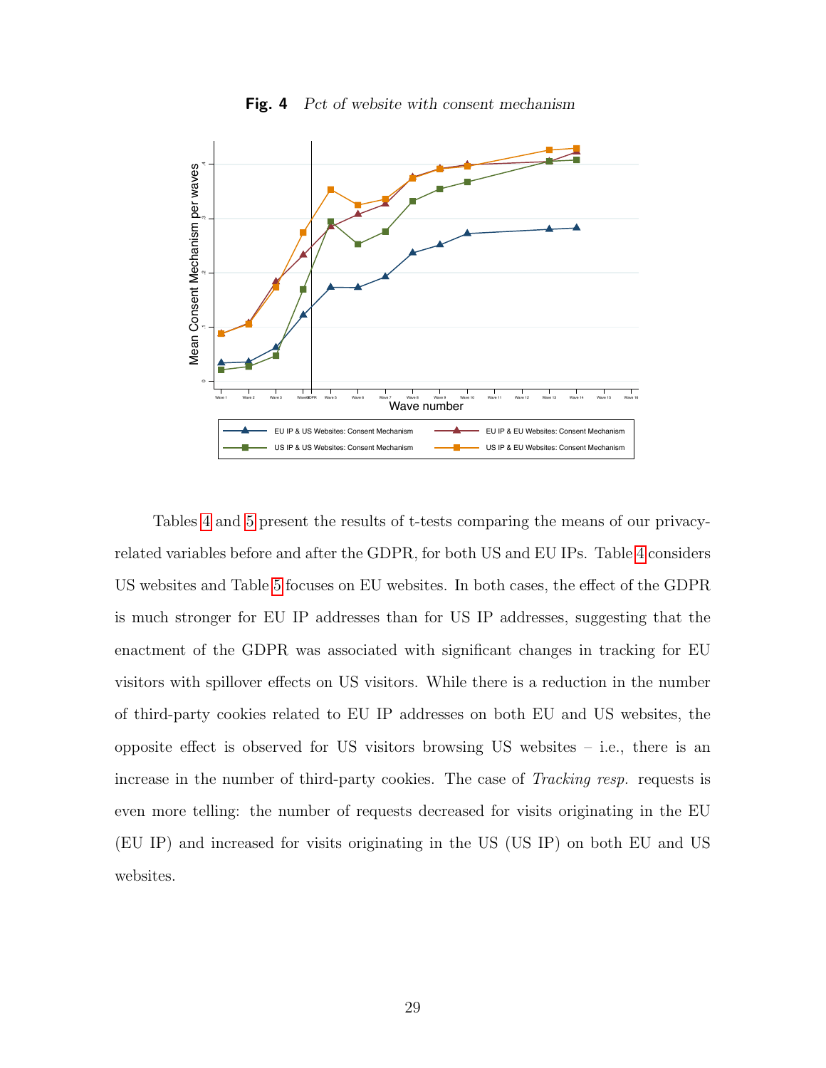**Fig. 4** *Pct of website with consent mechanism*

Tables 4 and 5 present the results of t-tests comparing the means of our privacy-related variables before and after the GDPR, for both US and EU IPs. Table 4 considers US websites and Table 5 focuses on EU websites. In both cases, the effect of the GDPR is much stronger for EU IP addresses than for US IP addresses, suggesting that the enactment of the GDPR was associated with significant changes in tracking for EU visitors with spillover effects on US visitors. While there is a reduction in the number of third-party cookies related to EU IP addresses on both EU and US websites, the opposite effect is observed for US visitors browsing US websites – i.e., there is an increase in the number of third-party cookies. The case of *Tracking resp.* requests is even more telling: the number of requests decreased for visits originating in the EU (EU IP) and increased for visits originating in the US (US IP) on both EU and US websites.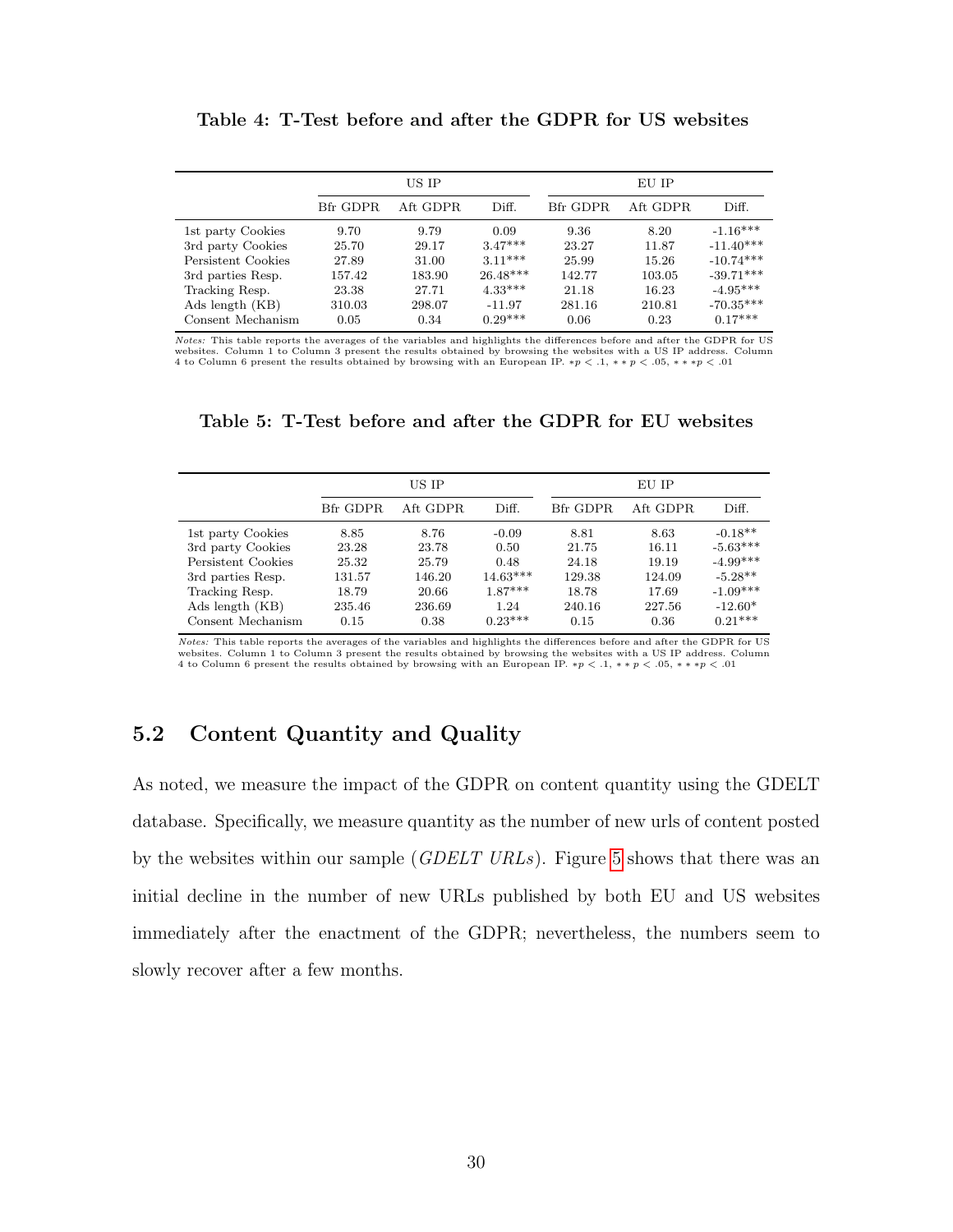**Table 4: T-Test before and after the GDPR for US websites**

| | US IP | | | EU IP | | |
|---|---|---|---|---|---|---|
| | Bfr GDPR | Aft GDPR | Diff. | Bfr GDPR | Aft GDPR | Diff. |
| 1st party Cookies | 9.70 | 9.79 | 0.09 | 9.36 | 8.20 | -1.16*** |
| 3rd party Cookies | 25.70 | 29.17 | 3.47*** | 23.27 | 11.87 | -11.40*** |
| Persistent Cookies | 27.89 | 31.00 | 3.11*** | 25.99 | 15.26 | -10.74*** |
| 3rd parties Resp. | 157.42 | 183.90 | 26.48*** | 142.77 | 103.05 | -39.71*** |
| Tracking Resp. | 23.38 | 27.71 | 4.33*** | 21.18 | 16.23 | -4.95*** |
| Ads length (KB) | 310.03 | 298.07 | -11.97 | 281.16 | 210.81 | -70.35*** |
| Consent Mechanism | 0.05 | 0.34 | 0.29*** | 0.06 | 0.23 | 0.17*** |

*Notes:* This table reports the averages of the variables and highlights the differences before and after the GDPR for US websites. Column 1 to Column 3 present the results obtained by browsing the websites with a US IP address. Column 4 to Column 6 present the results obtained by browsing with an European IP. $*p < .1$, $**p < .05$, $***p < .01$

**Table 5: T-Test before and after the GDPR for EU websites**

| | US IP | | | EU IP | | |
|---|---|---|---|---|---|---|
| | Bfr GDPR | Aft GDPR | Diff. | Bfr GDPR | Aft GDPR | Diff. |
| 1st party Cookies | 8.85 | 8.76 | -0.09 | 8.81 | 8.63 | -0.18** |
| 3rd party Cookies | 23.28 | 23.78 | 0.50 | 21.75 | 16.11 | -5.63*** |
| Persistent Cookies | 25.32 | 25.79 | 0.48 | 24.18 | 19.19 | -4.99*** |
| 3rd parties Resp. | 131.57 | 146.20 | 14.63*** | 129.38 | 124.09 | -5.28** |
| Tracking Resp. | 18.79 | 20.66 | 1.87*** | 18.78 | 17.69 | -1.09*** |
| Ads length (KB) | 235.46 | 236.69 | 1.24 | 240.16 | 227.56 | -12.60* |
| Consent Mechanism | 0.15 | 0.38 | 0.23*** | 0.15 | 0.36 | 0.21*** |

*Notes:* This table reports the averages of the variables and highlights the differences before and after the GDPR for US websites. Column 1 to Column 3 present the results obtained by browsing the websites with a US IP address. Column 4 to Column 6 present the results obtained by browsing with an European IP. $*p < .1$, $**p < .05$, $***p < .01$

## 5.2 Content Quantity and Quality

As noted, we measure the impact of the GDPR on content quantity using the GDELT database. Specifically, we measure quantity as the number of new urls of content posted by the websites within our sample (*GDELT URLs*). Figure 5 shows that there was an initial decline in the number of new URLs published by both EU and US websites immediately after the enactment of the GDPR; nevertheless, the numbers seem to slowly recover after a few months.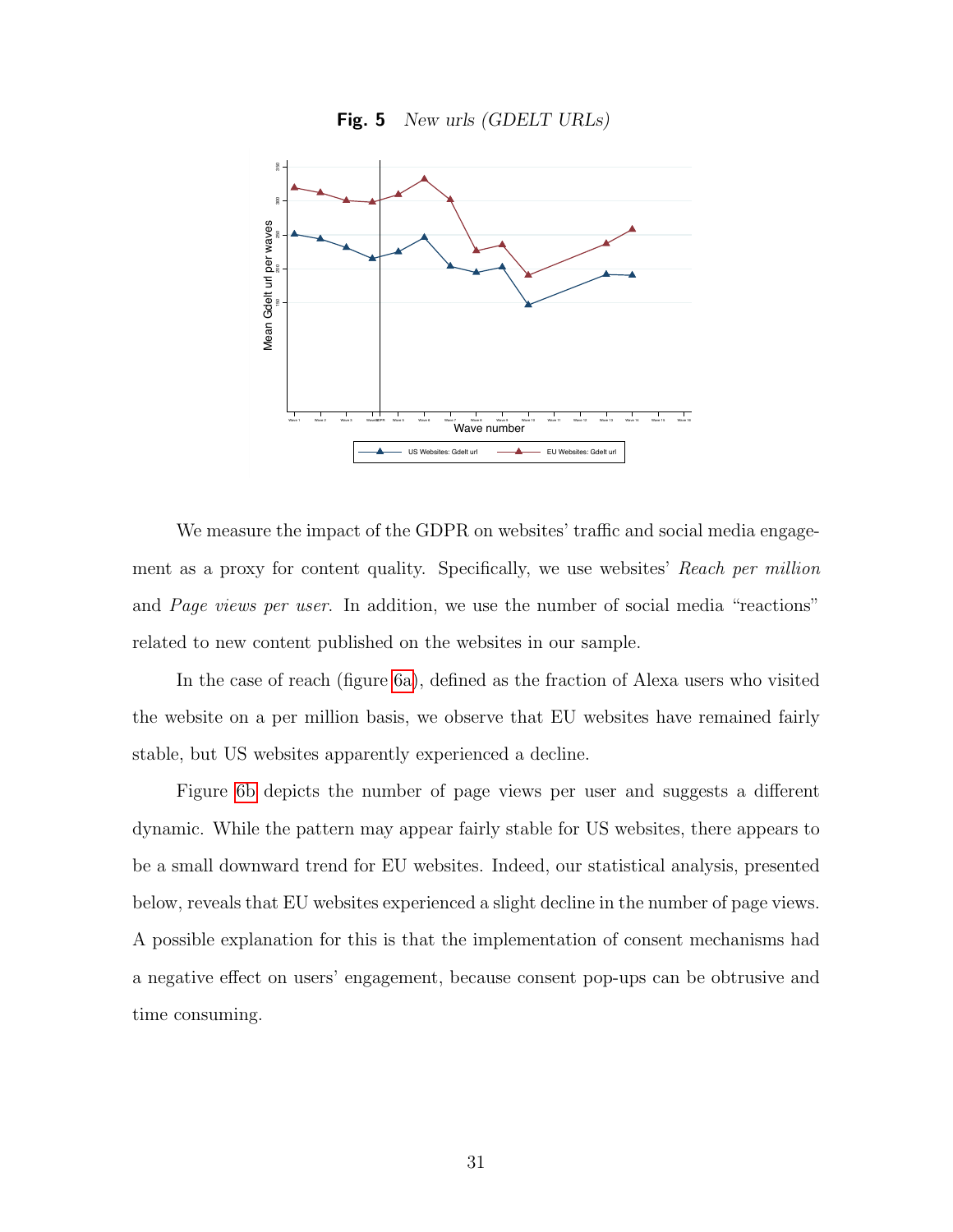**Fig. 5** *New urls (GDELT URLs)*

We measure the impact of the GDPR on websites' traffic and social media engagement as a proxy for content quality. Specifically, we use websites' *Reach per million* and *Page views per user*. In addition, we use the number of social media "reactions" related to new content published on the websites in our sample.

In the case of reach (figure 6a), defined as the fraction of Alexa users who visited the website on a per million basis, we observe that EU websites have remained fairly stable, but US websites apparently experienced a decline.

Figure 6b depicts the number of page views per user and suggests a different dynamic. While the pattern may appear fairly stable for US websites, there appears to be a small downward trend for EU websites. Indeed, our statistical analysis, presented below, reveals that EU websites experienced a slight decline in the number of page views. A possible explanation for this is that the implementation of consent mechanisms had a negative effect on users' engagement, because consent pop-ups can be obtrusive and time consuming.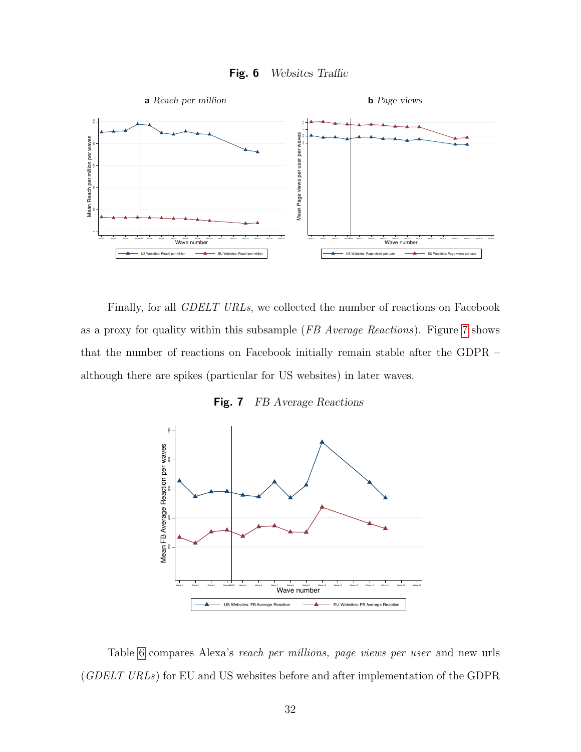**Fig. 6** *Websites Traffic*

**a** *Reach per million* **b** *Page views*

Finally, for all *GDELT URLs*, we collected the number of reactions on Facebook as a proxy for quality within this subsample (*FB Average Reactions*). Figure 7 shows that the number of reactions on Facebook initially remain stable after the GDPR – although there are spikes (particular for US websites) in later waves.

**Fig. 7** *FB Average Reactions*

Table 6 compares Alexa's *reach per millions, page views per user* and new urls (*GDELT URLs*) for EU and US websites before and after implementation of the GDPR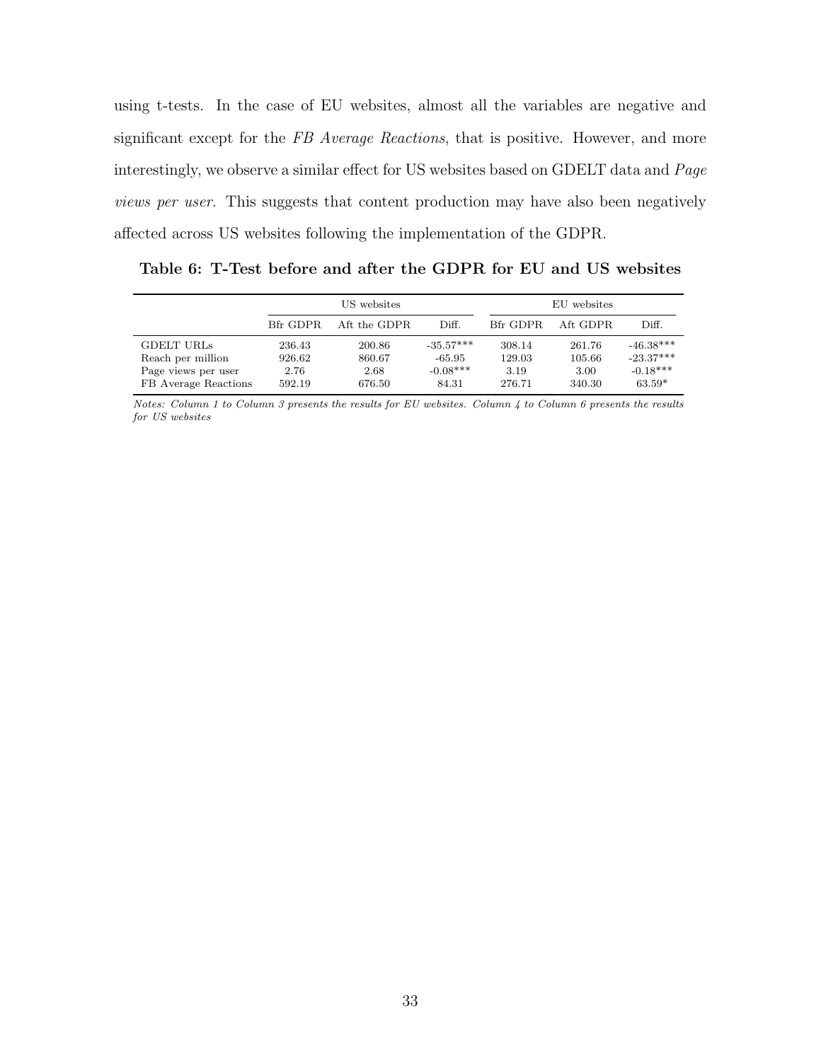using t-tests. In the case of EU websites, almost all the variables are negative and significant except for the *FB Average Reactions*, that is positive. However, and more interestingly, we observe a similar effect for US websites based on GDELT data and *Page views per user*. This suggests that content production may have also been negatively affected across US websites following the implementation of the GDPR.

**Table 6: T-Test before and after the GDPR for EU and US websites**

| | US websites | | | EU websites | | |
|---|---|---|---|---|---|---|
| | Bfr GDPR | Aft the GDPR | Diff. | Bfr GDPR | Aft GDPR | Diff. |
| GDELT URLs | 236.43 | 200.86 | -35.57*** | 308.14 | 261.76 | -46.38*** |
| Reach per million | 926.62 | 860.67 | -65.95 | 129.03 | 105.66 | -23.37*** |
| Page views per user | 2.76 | 2.68 | -0.08*** | 3.19 | 3.00 | -0.18*** |
| FB Average Reactions | 592.19 | 676.50 | 84.31 | 276.71 | 340.30 | 63.59* |

*Notes: Column 1 to Column 3 presents the results for EU websites. Column 4 to Column 6 presents the results for US websites*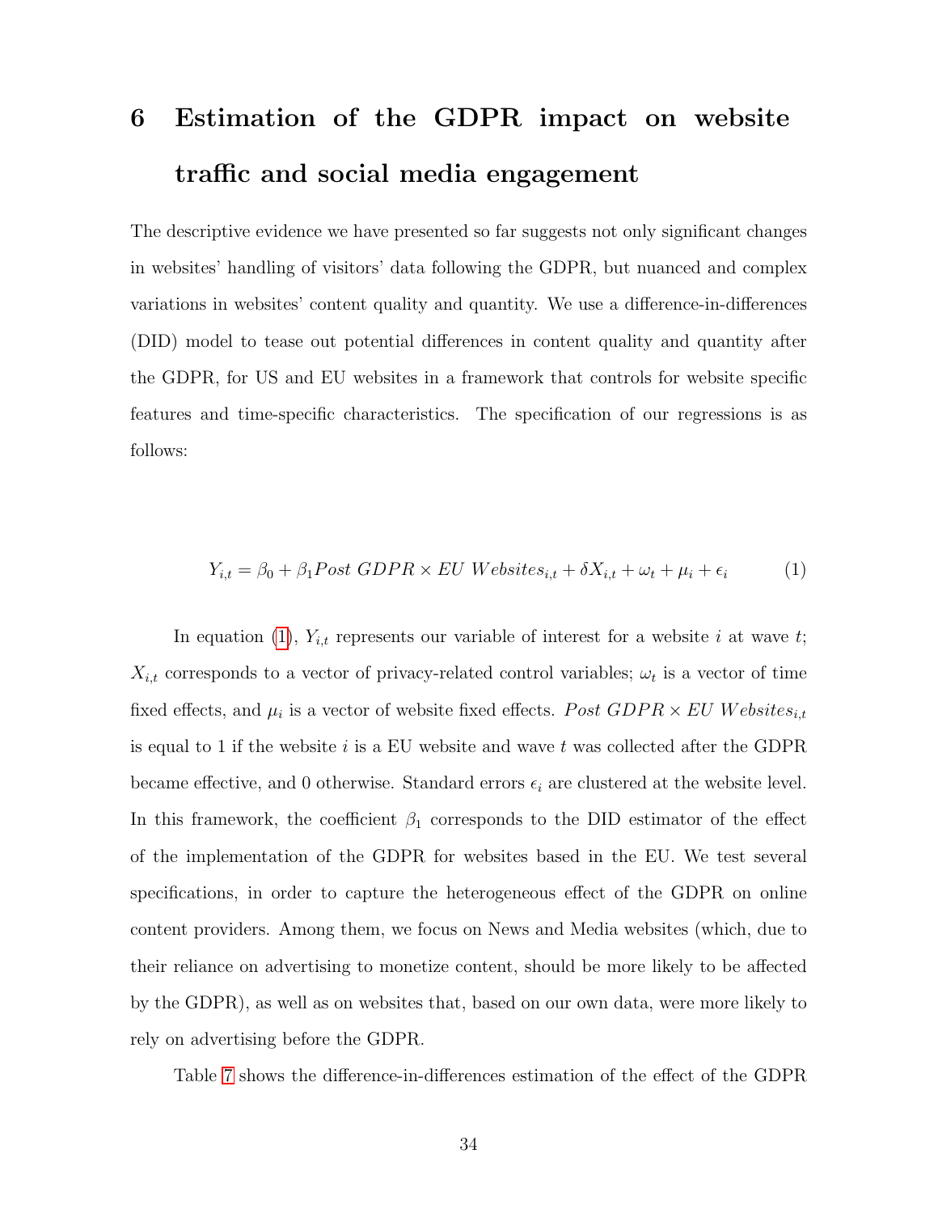# 6 Estimation of the GDPR impact on website traffic and social media engagement

The descriptive evidence we have presented so far suggests not only significant changes in websites' handling of visitors' data following the GDPR, but nuanced and complex variations in websites' content quality and quantity. We use a difference-in-differences (DID) model to tease out potential differences in content quality and quantity after the GDPR, for US and EU websites in a framework that controls for website specific features and time-specific characteristics. The specification of our regressions is as follows:

$$Y_{i,t} = \beta_0 + \beta_1 Post\ GDPR \times EU\ Websites_{i,t} + \delta X_{i,t} + \omega_t + \mu_i + \epsilon_i \tag{1}$$

In equation (1), $Y_{i,t}$ represents our variable of interest for a website $i$ at wave $t$; $X_{i,t}$ corresponds to a vector of privacy-related control variables; $\omega_t$ is a vector of time fixed effects, and $\mu_i$ is a vector of website fixed effects. $Post\ GDPR \times EU\ Websites_{i,t}$ is equal to 1 if the website $i$ is a EU website and wave $t$ was collected after the GDPR became effective, and 0 otherwise. Standard errors $\epsilon_i$ are clustered at the website level. In this framework, the coefficient $\beta_1$ corresponds to the DID estimator of the effect of the implementation of the GDPR for websites based in the EU. We test several specifications, in order to capture the heterogeneous effect of the GDPR on online content providers. Among them, we focus on News and Media websites (which, due to their reliance on advertising to monetize content, should be more likely to be affected by the GDPR), as well as on websites that, based on our own data, were more likely to rely on advertising before the GDPR.

Table 7 shows the difference-in-differences estimation of the effect of the GDPR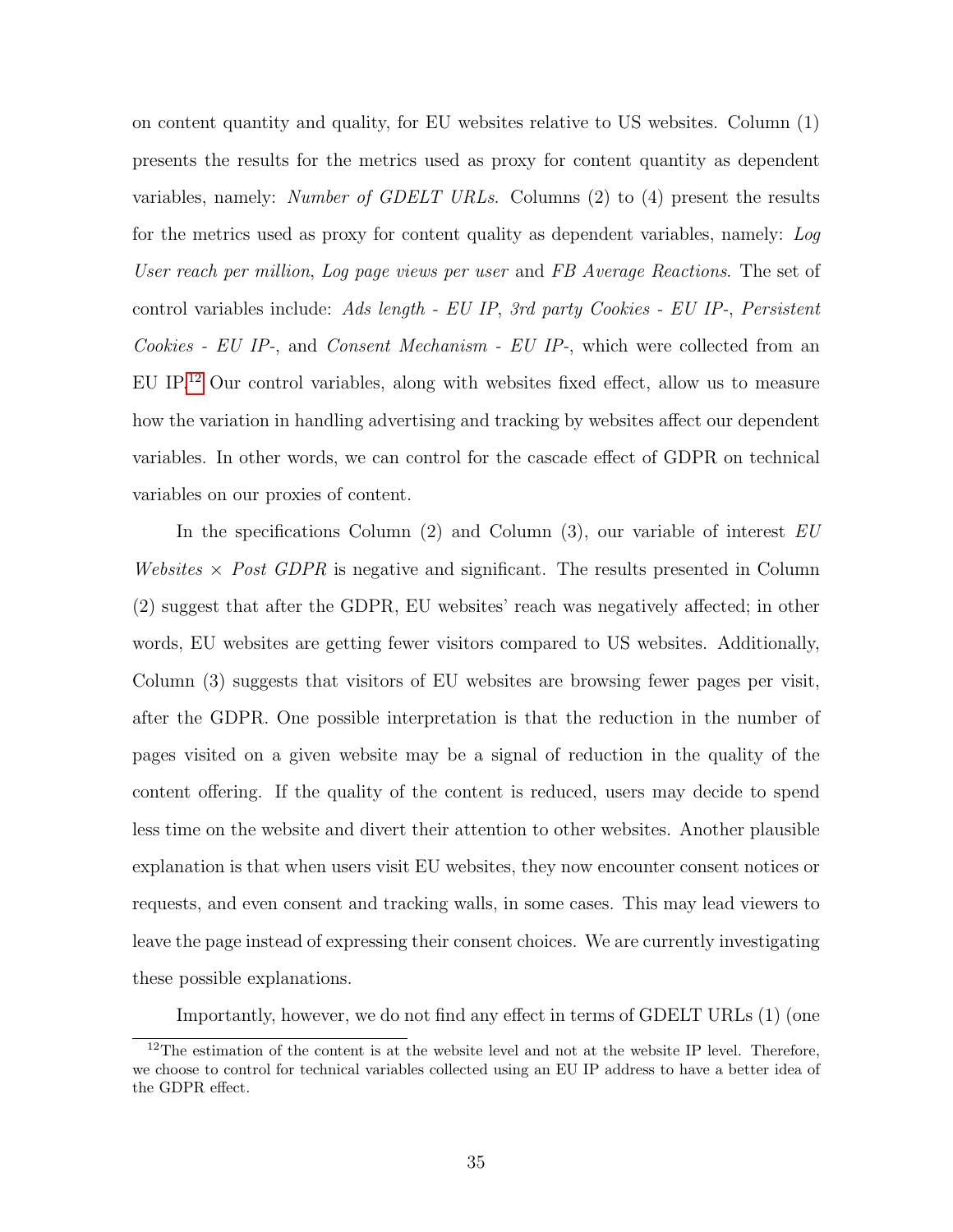on content quantity and quality, for EU websites relative to US websites. Column (1) presents the results for the metrics used as proxy for content quantity as dependent variables, namely: *Number of GDELT URLs*. Columns (2) to (4) present the results for the metrics used as proxy for content quality as dependent variables, namely: *Log User reach per million*, *Log page views per user* and *FB Average Reactions*. The set of control variables include: *Ads length - EU IP*, *3rd party Cookies - EU IP-*, *Persistent Cookies - EU IP-*, and *Consent Mechanism - EU IP-*, which were collected from an EU IP.[12] Our control variables, along with websites fixed effect, allow us to measure how the variation in handling advertising and tracking by websites affect our dependent variables. In other words, we can control for the cascade effect of GDPR on technical variables on our proxies of content.

In the specifications Column (2) and Column (3), our variable of interest *EU Websites* × *Post GDPR* is negative and significant. The results presented in Column (2) suggest that after the GDPR, EU websites' reach was negatively affected; in other words, EU websites are getting fewer visitors compared to US websites. Additionally, Column (3) suggests that visitors of EU websites are browsing fewer pages per visit, after the GDPR. One possible interpretation is that the reduction in the number of pages visited on a given website may be a signal of reduction in the quality of the content offering. If the quality of the content is reduced, users may decide to spend less time on the website and divert their attention to other websites. Another plausible explanation is that when users visit EU websites, they now encounter consent notices or requests, and even consent and tracking walls, in some cases. This may lead viewers to leave the page instead of expressing their consent choices. We are currently investigating these possible explanations.

Importantly, however, we do not find any effect in terms of GDELT URLs (1) (one

[12] The estimation of the content is at the website level and not at the website IP level. Therefore, we choose to control for technical variables collected using an EU IP address to have a better idea of the GDPR effect.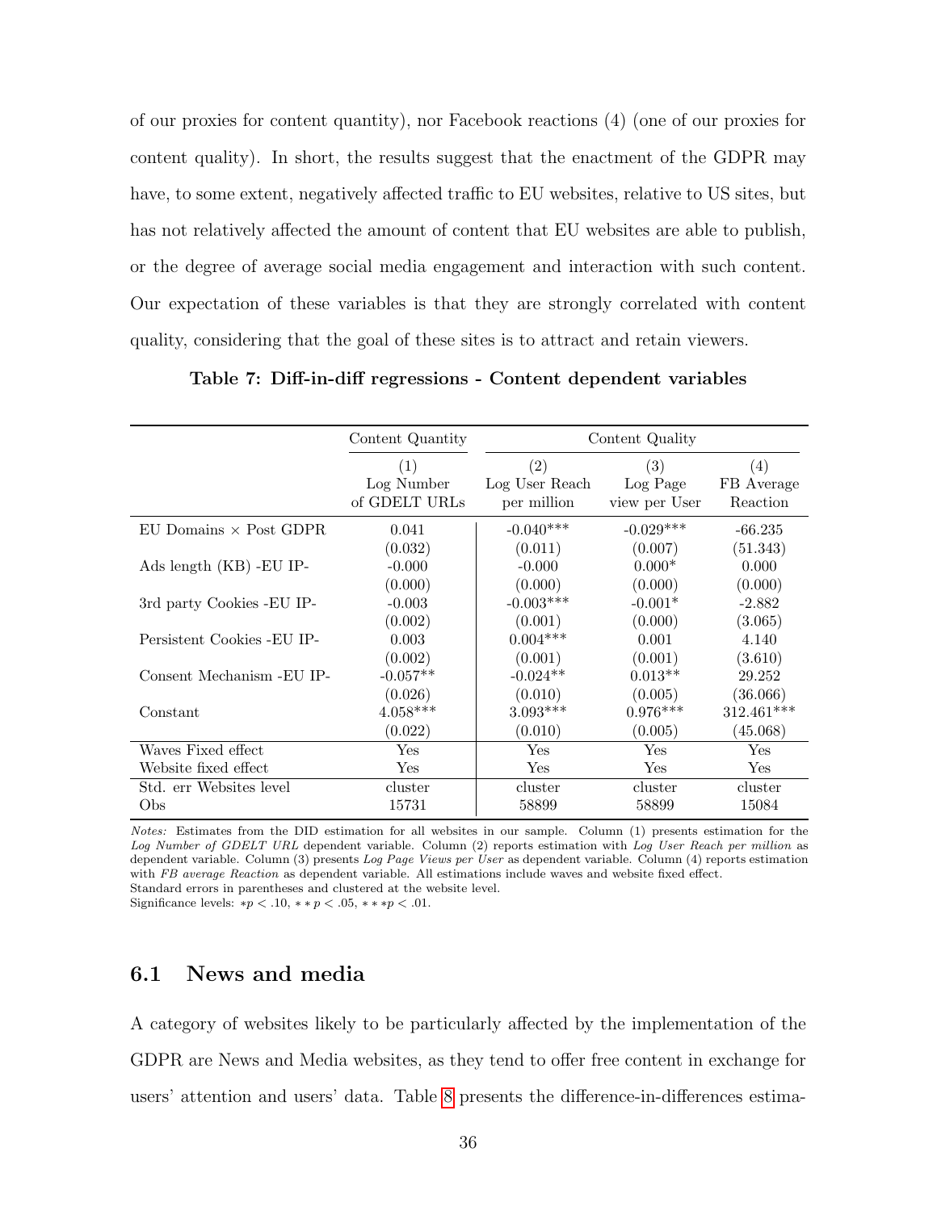of our proxies for content quantity), nor Facebook reactions (4) (one of our proxies for content quality). In short, the results suggest that the enactment of the GDPR may have, to some extent, negatively affected traffic to EU websites, relative to US sites, but has not relatively affected the amount of content that EU websites are able to publish, or the degree of average social media engagement and interaction with such content. Our expectation of these variables is that they are strongly correlated with content quality, considering that the goal of these sites is to attract and retain viewers.

**Table 7: Diff-in-diff regressions - Content dependent variables**

| | Content Quantity | Content Quality | | |
|---|---|---|---|---|
| | (1) Log Number of GDELT URLs | (2) Log User Reach per million | (3) Log Page view per User | (4) FB Average Reaction |
| EU Domains × Post GDPR | 0.041 | -0.040*** | -0.029*** | -66.235 |
| | (0.032) | (0.011) | (0.007) | (51.343) |
| Ads length (KB) -EU IP- | -0.000 | -0.000 | 0.000* | 0.000 |
| | (0.000) | (0.000) | (0.000) | (0.000) |
| 3rd party Cookies -EU IP- | -0.003 | -0.003*** | -0.001* | -2.882 |
| | (0.002) | (0.001) | (0.000) | (3.065) |
| Persistent Cookies -EU IP- | 0.003 | 0.004*** | 0.001 | 4.140 |
| | (0.002) | (0.001) | (0.001) | (3.610) |
| Consent Mechanism -EU IP- | -0.057** | -0.024** | 0.013** | 29.252 |
| | (0.026) | (0.010) | (0.005) | (36.066) |
| Constant | 4.058*** | 3.093*** | 0.976*** | 312.461*** |
| | (0.022) | (0.010) | (0.005) | (45.068) |
| Waves Fixed effect | Yes | Yes | Yes | Yes |
| Website fixed effect | Yes | Yes | Yes | Yes |
| Std. err Websites level | cluster | cluster | cluster | cluster |
| Obs | 15731 | 58899 | 58899 | 15084 |

*Notes:* Estimates from the DID estimation for all websites in our sample. Column (1) presents estimation for the *Log Number of GDELT URL* dependent variable. Column (2) reports estimation with *Log User Reach per million* as dependent variable. Column (3) presents *Log Page Views per User* as dependent variable. Column (4) reports estimation with *FB average Reaction* as dependent variable. All estimations include waves and website fixed effect. Standard errors in parentheses and clustered at the website level.
Significance levels: $*p < .10$, $**p < .05$, $***p < .01$.

## 6.1 News and media

A category of websites likely to be particularly affected by the implementation of the GDPR are News and Media websites, as they tend to offer free content in exchange for users' attention and users' data. Table 8 presents the difference-in-differences estima-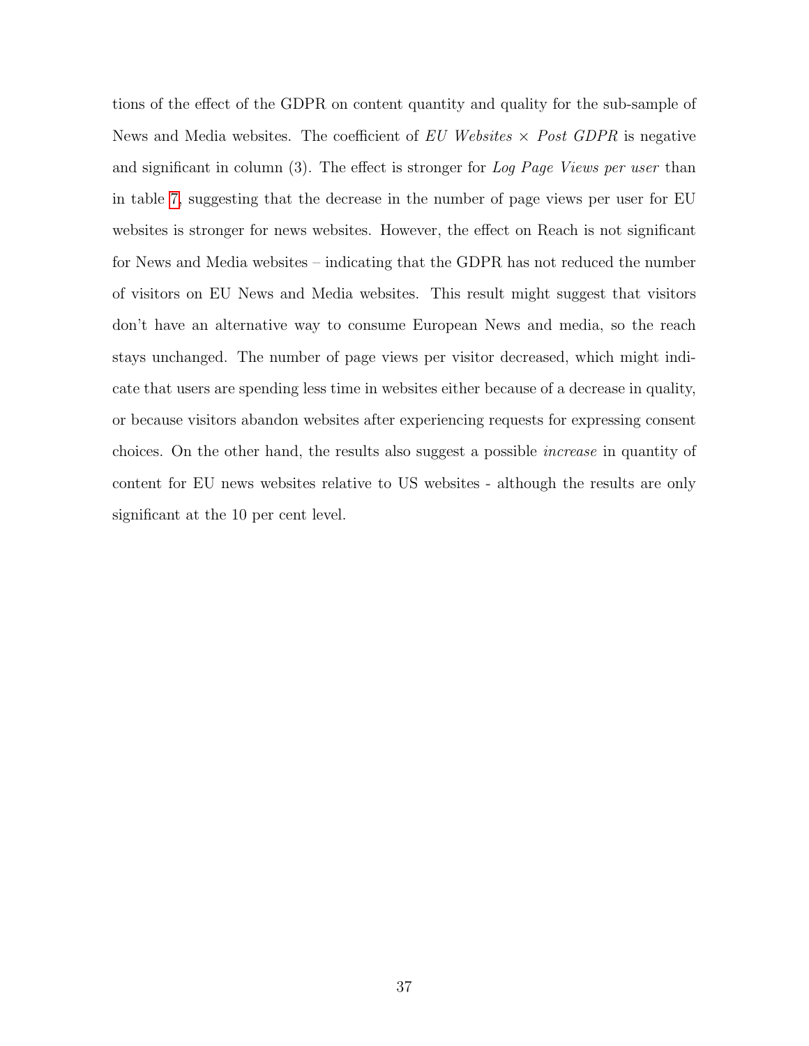tions of the effect of the GDPR on content quantity and quality for the sub-sample of News and Media websites. The coefficient of *EU Websites* × *Post GDPR* is negative and significant in column (3). The effect is stronger for *Log Page Views per user* than in table 7, suggesting that the decrease in the number of page views per user for EU websites is stronger for news websites. However, the effect on Reach is not significant for News and Media websites – indicating that the GDPR has not reduced the number of visitors on EU News and Media websites. This result might suggest that visitors don't have an alternative way to consume European News and media, so the reach stays unchanged. The number of page views per visitor decreased, which might indicate that users are spending less time in websites either because of a decrease in quality, or because visitors abandon websites after experiencing requests for expressing consent choices. On the other hand, the results also suggest a possible *increase* in quantity of content for EU news websites relative to US websites - although the results are only significant at the 10 per cent level.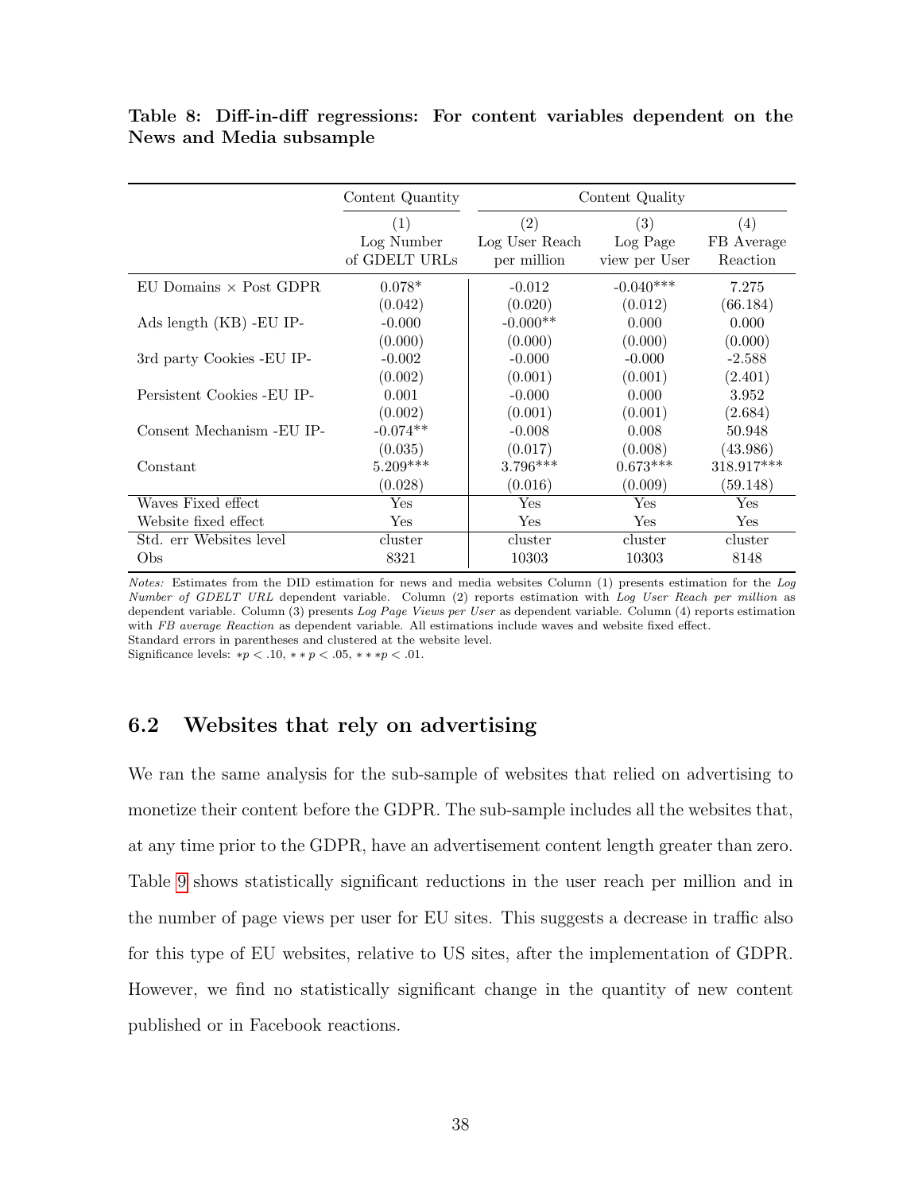**Table 8: Diff-in-diff regressions: For content variables dependent on the News and Media subsample**

| | Content Quantity | Content Quality | | |
|---|---|---|---|---|
| | (1) Log Number of GDELT URLs | (2) Log User Reach per million | (3) Log Page view per User | (4) FB Average Reaction |
| EU Domains × Post GDPR | 0.078* | -0.012 | -0.040*** | 7.275 |
| | (0.042) | (0.020) | (0.012) | (66.184) |
| Ads length (KB) -EU IP- | -0.000 | -0.000** | 0.000 | 0.000 |
| | (0.000) | (0.000) | (0.000) | (0.000) |
| 3rd party Cookies -EU IP- | -0.002 | -0.000 | -0.000 | -2.588 |
| | (0.002) | (0.001) | (0.001) | (2.401) |
| Persistent Cookies -EU IP- | 0.001 | -0.000 | 0.000 | 3.952 |
| | (0.002) | (0.001) | (0.001) | (2.684) |
| Consent Mechanism -EU IP- | -0.074** | -0.008 | 0.008 | 50.948 |
| | (0.035) | (0.017) | (0.008) | (43.986) |
| Constant | 5.209*** | 3.796*** | 0.673*** | 318.917*** |
| | (0.028) | (0.016) | (0.009) | (59.148) |
| Waves Fixed effect | Yes | Yes | Yes | Yes |
| Website fixed effect | Yes | Yes | Yes | Yes |
| Std. err Websites level | cluster | cluster | cluster | cluster |
| Obs | 8321 | 10303 | 10303 | 8148 |

*Notes:* Estimates from the DID estimation for news and media websites Column (1) presents estimation for the *Log Number of GDELT URL* dependent variable. Column (2) reports estimation with *Log User Reach per million* as dependent variable. Column (3) presents *Log Page Views per User* as dependent variable. Column (4) reports estimation with *FB average Reaction* as dependent variable. All estimations include waves and website fixed effect.
Standard errors in parentheses and clustered at the website level.
Significance levels: $*p < .10$, $**p < .05$, $***p < .01$.

## 6.2 Websites that rely on advertising

We ran the same analysis for the sub-sample of websites that relied on advertising to monetize their content before the GDPR. The sub-sample includes all the websites that, at any time prior to the GDPR, have an advertisement content length greater than zero. Table 9 shows statistically significant reductions in the user reach per million and in the number of page views per user for EU sites. This suggests a decrease in traffic also for this type of EU websites, relative to US sites, after the implementation of GDPR. However, we find no statistically significant change in the quantity of new content published or in Facebook reactions.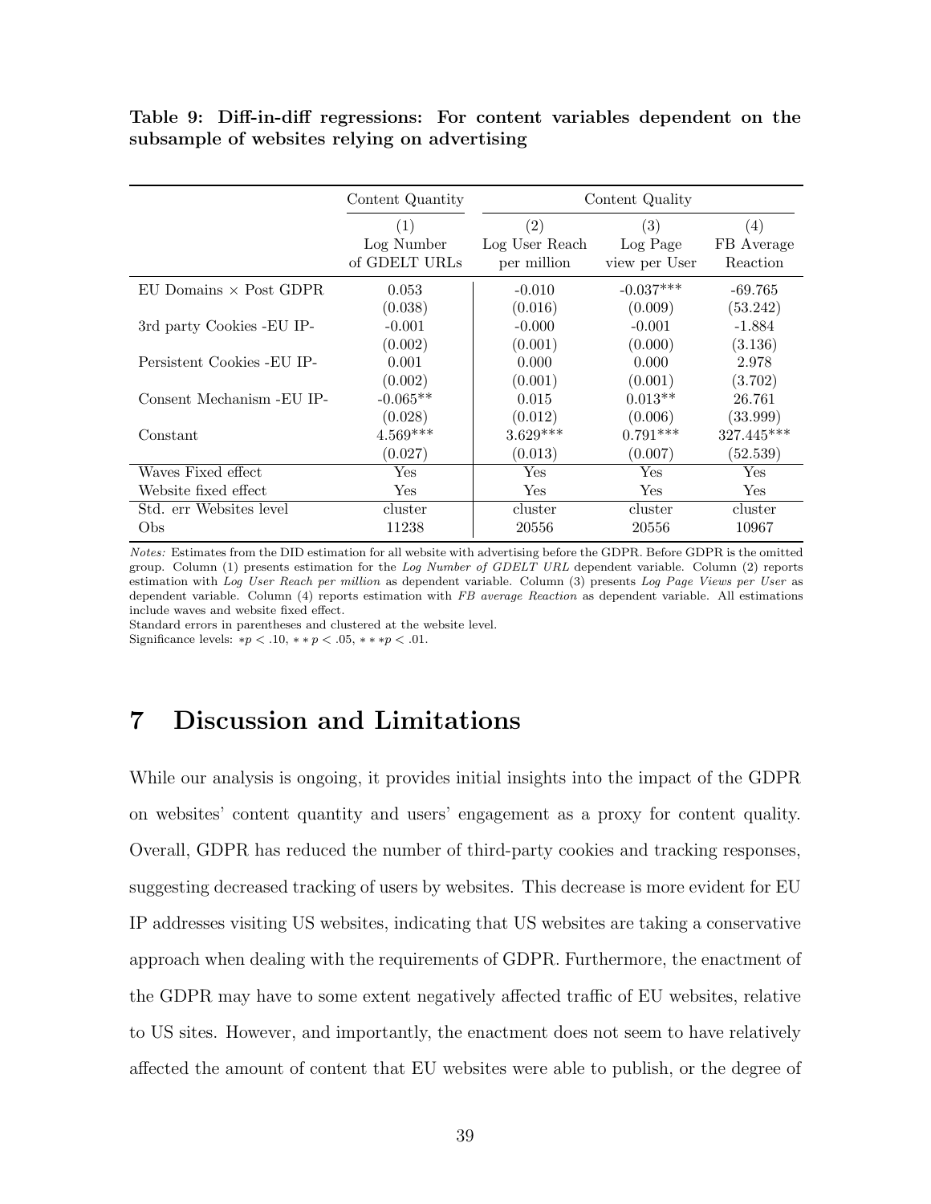**Table 9: Diff-in-diff regressions: For content variables dependent on the subsample of websites relying on advertising**

| | Content Quantity | Content Quality | | |
|---|---|---|---|---|
| | (1) | (2) | (3) | (4) |
| | Log Number of GDELT URLs | Log User Reach per million | Log Page view per User | FB Average Reaction |
| EU Domains × Post GDPR | 0.053 | -0.010 | -0.037*** | -69.765 |
| | (0.038) | (0.016) | (0.009) | (53.242) |
| 3rd party Cookies -EU IP- | -0.001 | -0.000 | -0.001 | -1.884 |
| | (0.002) | (0.001) | (0.000) | (3.136) |
| Persistent Cookies -EU IP- | 0.001 | 0.000 | 0.000 | 2.978 |
| | (0.002) | (0.001) | (0.001) | (3.702) |
| Consent Mechanism -EU IP- | -0.065** | 0.015 | 0.013** | 26.761 |
| | (0.028) | (0.012) | (0.006) | (33.999) |
| Constant | 4.569*** | 3.629*** | 0.791*** | 327.445*** |
| | (0.027) | (0.013) | (0.007) | (52.539) |
| Waves Fixed effect | Yes | Yes | Yes | Yes |
| Website fixed effect | Yes | Yes | Yes | Yes |
| Std. err Websites level | cluster | cluster | cluster | cluster |
| Obs | 11238 | 20556 | 20556 | 10967 |

*Notes:* Estimates from the DID estimation for all website with advertising before the GDPR. Before GDPR is the omitted group. Column (1) presents estimation for the *Log Number of GDELT URL* dependent variable. Column (2) reports estimation with *Log User Reach per million* as dependent variable. Column (3) presents *Log Page Views per User* as dependent variable. Column (4) reports estimation with *FB average Reaction* as dependent variable. All estimations include waves and website fixed effect.

Standard errors in parentheses and clustered at the website level.

Significance levels: $*p < .10$, $**p < .05$, $***p < .01$.

# 7 Discussion and Limitations

While our analysis is ongoing, it provides initial insights into the impact of the GDPR on websites' content quantity and users' engagement as a proxy for content quality. Overall, GDPR has reduced the number of third-party cookies and tracking responses, suggesting decreased tracking of users by websites. This decrease is more evident for EU IP addresses visiting US websites, indicating that US websites are taking a conservative approach when dealing with the requirements of GDPR. Furthermore, the enactment of the GDPR may have to some extent negatively affected traffic of EU websites, relative to US sites. However, and importantly, the enactment does not seem to have relatively affected the amount of content that EU websites were able to publish, or the degree of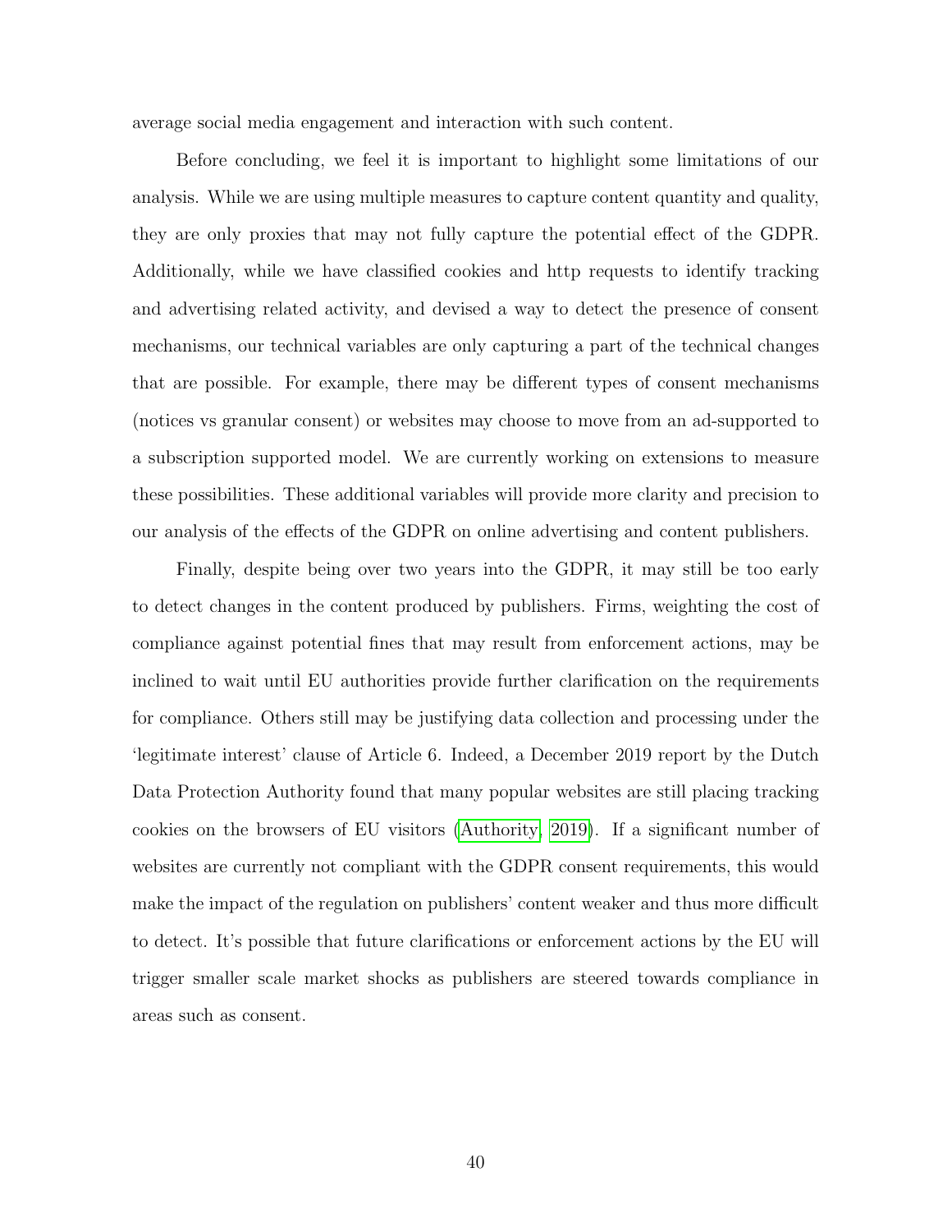average social media engagement and interaction with such content.

Before concluding, we feel it is important to highlight some limitations of our analysis. While we are using multiple measures to capture content quantity and quality, they are only proxies that may not fully capture the potential effect of the GDPR. Additionally, while we have classified cookies and http requests to identify tracking and advertising related activity, and devised a way to detect the presence of consent mechanisms, our technical variables are only capturing a part of the technical changes that are possible. For example, there may be different types of consent mechanisms (notices vs granular consent) or websites may choose to move from an ad-supported to a subscription supported model. We are currently working on extensions to measure these possibilities. These additional variables will provide more clarity and precision to our analysis of the effects of the GDPR on online advertising and content publishers.

Finally, despite being over two years into the GDPR, it may still be too early to detect changes in the content produced by publishers. Firms, weighting the cost of compliance against potential fines that may result from enforcement actions, may be inclined to wait until EU authorities provide further clarification on the requirements for compliance. Others still may be justifying data collection and processing under the 'legitimate interest' clause of Article 6. Indeed, a December 2019 report by the Dutch Data Protection Authority found that many popular websites are still placing tracking cookies on the browsers of EU visitors (Authority, 2019). If a significant number of websites are currently not compliant with the GDPR consent requirements, this would make the impact of the regulation on publishers' content weaker and thus more difficult to detect. It's possible that future clarifications or enforcement actions by the EU will trigger smaller scale market shocks as publishers are steered towards compliance in areas such as consent.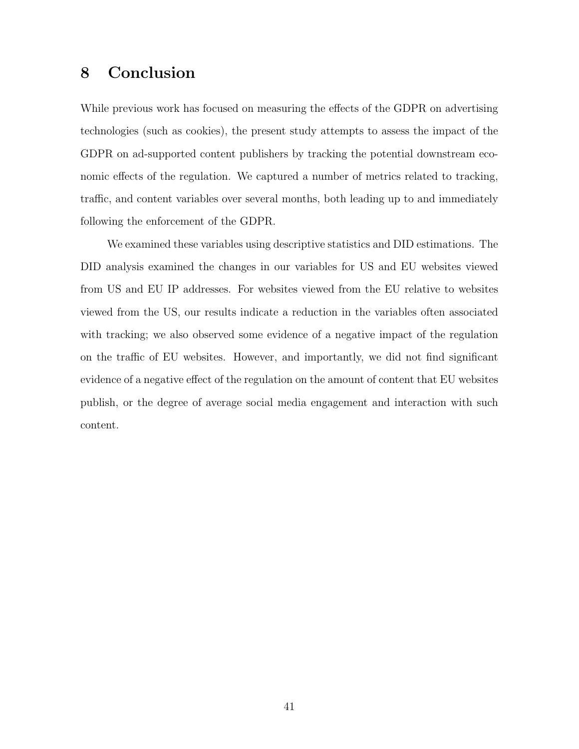## 8 Conclusion

While previous work has focused on measuring the effects of the GDPR on advertising technologies (such as cookies), the present study attempts to assess the impact of the GDPR on ad-supported content publishers by tracking the potential downstream economic effects of the regulation. We captured a number of metrics related to tracking, traffic, and content variables over several months, both leading up to and immediately following the enforcement of the GDPR.

We examined these variables using descriptive statistics and DID estimations. The DID analysis examined the changes in our variables for US and EU websites viewed from US and EU IP addresses. For websites viewed from the EU relative to websites viewed from the US, our results indicate a reduction in the variables often associated with tracking; we also observed some evidence of a negative impact of the regulation on the traffic of EU websites. However, and importantly, we did not find significant evidence of a negative effect of the regulation on the amount of content that EU websites publish, or the degree of average social media engagement and interaction with such content.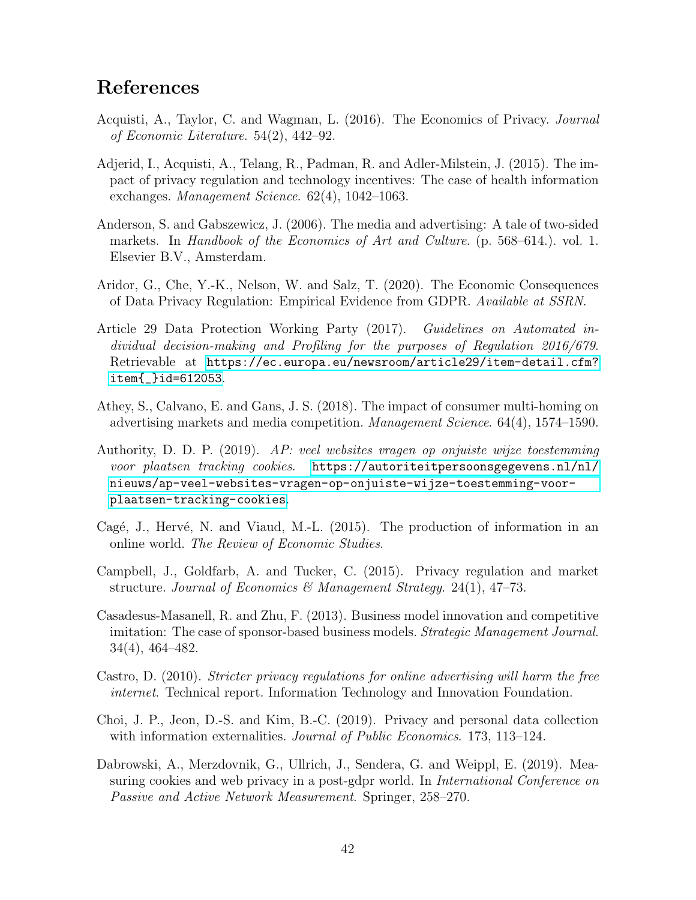# References

Acquisti, A., Taylor, C. and Wagman, L. (2016). The Economics of Privacy. *Journal of Economic Literature*. 54(2), 442–92.

Adjerid, I., Acquisti, A., Telang, R., Padman, R. and Adler-Milstein, J. (2015). The impact of privacy regulation and technology incentives: The case of health information exchanges. *Management Science*. 62(4), 1042–1063.

Anderson, S. and Gabszewicz, J. (2006). The media and advertising: A tale of two-sided markets. In *Handbook of the Economics of Art and Culture*. (p. 568–614.). vol. 1. Elsevier B.V., Amsterdam.

Aridor, G., Che, Y.-K., Nelson, W. and Salz, T. (2020). The Economic Consequences of Data Privacy Regulation: Empirical Evidence from GDPR. *Available at SSRN*.

Article 29 Data Protection Working Party (2017). *Guidelines on Automated individual decision-making and Profiling for the purposes of Regulation 2016/679*. Retrievable at https://ec.europa.eu/newsroom/article29/item-detail.cfm?item{_}id=612053.

Athey, S., Calvano, E. and Gans, J. S. (2018). The impact of consumer multi-homing on advertising markets and media competition. *Management Science*. 64(4), 1574–1590.

Authority, D. D. P. (2019). *AP: veel websites vragen op onjuiste wijze toestemming voor plaatsen tracking cookies*. https://autoriteitpersoonsgegevens.nl/nl/nieuws/ap-veel-websites-vragen-op-onjuiste-wijze-toestemming-voor-plaatsen-tracking-cookies.

Cagé, J., Hervé, N. and Viaud, M.-L. (2015). The production of information in an online world. *The Review of Economic Studies*.

Campbell, J., Goldfarb, A. and Tucker, C. (2015). Privacy regulation and market structure. *Journal of Economics & Management Strategy*. 24(1), 47–73.

Casadesus-Masanell, R. and Zhu, F. (2013). Business model innovation and competitive imitation: The case of sponsor-based business models. *Strategic Management Journal*. 34(4), 464–482.

Castro, D. (2010). *Stricter privacy regulations for online advertising will harm the free internet*. Technical report. Information Technology and Innovation Foundation.

Choi, J. P., Jeon, D.-S. and Kim, B.-C. (2019). Privacy and personal data collection with information externalities. *Journal of Public Economics*. 173, 113–124.

Dabrowski, A., Merzdovnik, G., Ullrich, J., Sendera, G. and Weippl, E. (2019). Measuring cookies and web privacy in a post-gdpr world. In *International Conference on Passive and Active Network Measurement*. Springer, 258–270.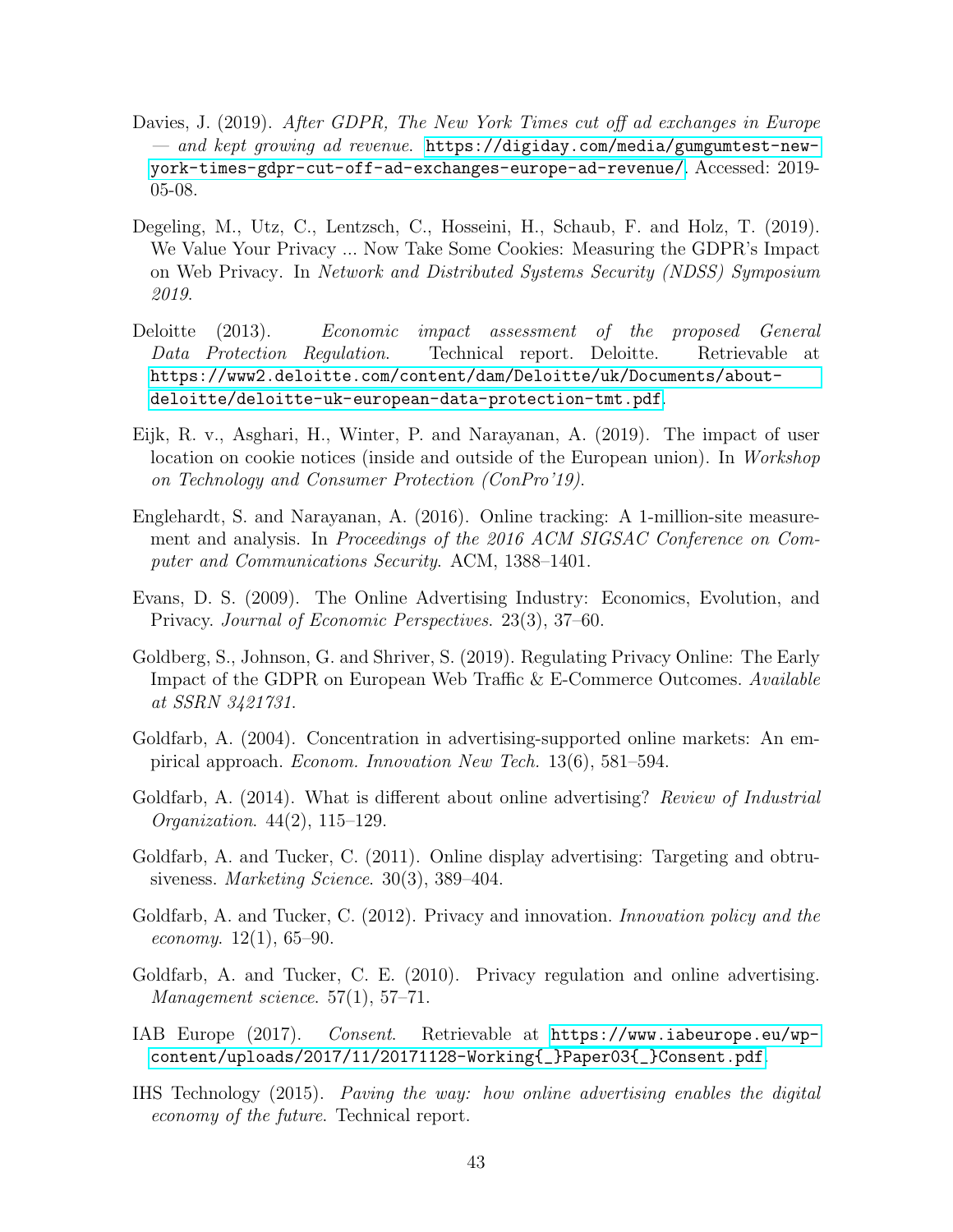Davies, J. (2019). *After GDPR, The New York Times cut off ad exchanges in Europe — and kept growing ad revenue*. https://digiday.com/media/gumgumtest-new-york-times-gdpr-cut-off-ad-exchanges-europe-ad-revenue/. Accessed: 2019-05-08.

Degeling, M., Utz, C., Lentzsch, C., Hosseini, H., Schaub, F. and Holz, T. (2019). We Value Your Privacy ... Now Take Some Cookies: Measuring the GDPR's Impact on Web Privacy. In *Network and Distributed Systems Security (NDSS) Symposium 2019*.

Deloitte (2013). *Economic impact assessment of the proposed General Data Protection Regulation*. Technical report. Deloitte. Retrievable at https://www2.deloitte.com/content/dam/Deloitte/uk/Documents/about-deloitte/deloitte-uk-european-data-protection-tmt.pdf.

Eijk, R. v., Asghari, H., Winter, P. and Narayanan, A. (2019). The impact of user location on cookie notices (inside and outside of the European union). In *Workshop on Technology and Consumer Protection (ConPro'19)*.

Englehardt, S. and Narayanan, A. (2016). Online tracking: A 1-million-site measurement and analysis. In *Proceedings of the 2016 ACM SIGSAC Conference on Computer and Communications Security*. ACM, 1388–1401.

Evans, D. S. (2009). The Online Advertising Industry: Economics, Evolution, and Privacy. *Journal of Economic Perspectives*. 23(3), 37–60.

Goldberg, S., Johnson, G. and Shriver, S. (2019). Regulating Privacy Online: The Early Impact of the GDPR on European Web Traffic & E-Commerce Outcomes. *Available at SSRN 3421731*.

Goldfarb, A. (2004). Concentration in advertising-supported online markets: An empirical approach. *Econom. Innovation New Tech.* 13(6), 581–594.

Goldfarb, A. (2014). What is different about online advertising? *Review of Industrial Organization*. 44(2), 115–129.

Goldfarb, A. and Tucker, C. (2011). Online display advertising: Targeting and obtrusiveness. *Marketing Science*. 30(3), 389–404.

Goldfarb, A. and Tucker, C. (2012). Privacy and innovation. *Innovation policy and the economy*. 12(1), 65–90.

Goldfarb, A. and Tucker, C. E. (2010). Privacy regulation and online advertising. *Management science*. 57(1), 57–71.

IAB Europe (2017). *Consent*. Retrievable at https://www.iabeurope.eu/wp-content/uploads/2017/11/20171128-Working{_}Paper03{_}Consent.pdf.

IHS Technology (2015). *Paving the way: how online advertising enables the digital economy of the future*. Technical report.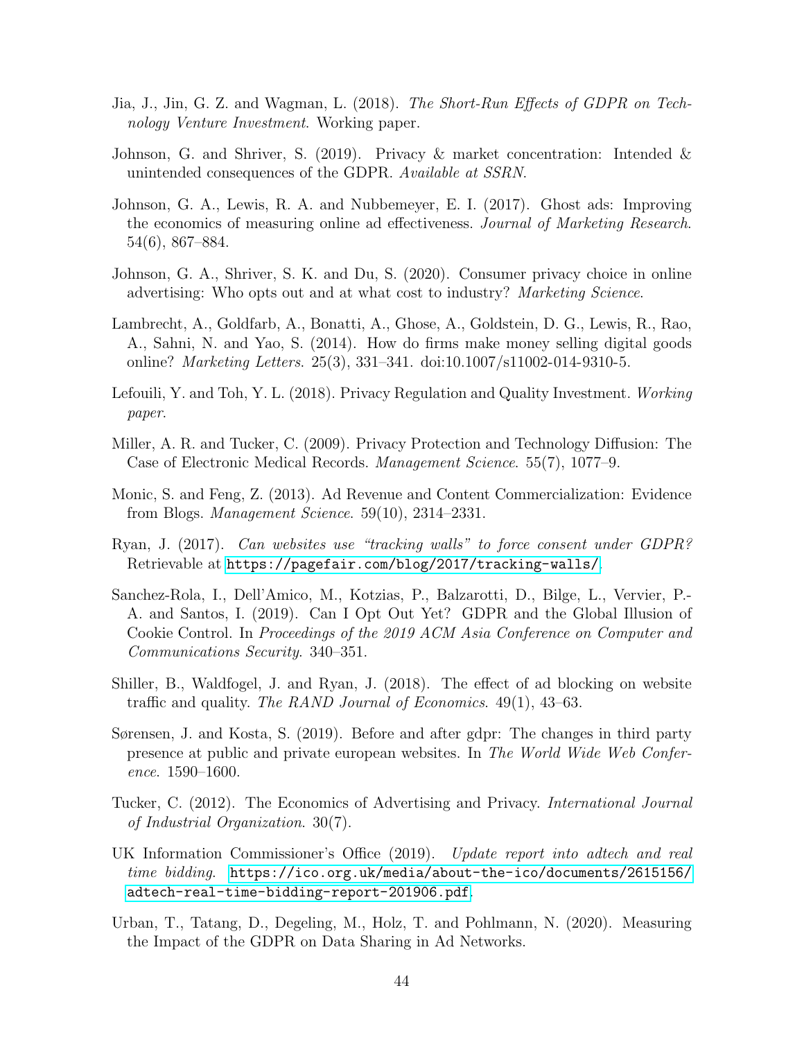Jia, J., Jin, G. Z. and Wagman, L. (2018). *The Short-Run Effects of GDPR on Technology Venture Investment*. Working paper.

Johnson, G. and Shriver, S. (2019). Privacy & market concentration: Intended & unintended consequences of the GDPR. *Available at SSRN*.

Johnson, G. A., Lewis, R. A. and Nubbemeyer, E. I. (2017). Ghost ads: Improving the economics of measuring online ad effectiveness. *Journal of Marketing Research*. 54(6), 867–884.

Johnson, G. A., Shriver, S. K. and Du, S. (2020). Consumer privacy choice in online advertising: Who opts out and at what cost to industry? *Marketing Science*.

Lambrecht, A., Goldfarb, A., Bonatti, A., Ghose, A., Goldstein, D. G., Lewis, R., Rao, A., Sahni, N. and Yao, S. (2014). How do firms make money selling digital goods online? *Marketing Letters*. 25(3), 331–341. doi:10.1007/s11002-014-9310-5.

Lefouili, Y. and Toh, Y. L. (2018). Privacy Regulation and Quality Investment. *Working paper*.

Miller, A. R. and Tucker, C. (2009). Privacy Protection and Technology Diffusion: The Case of Electronic Medical Records. *Management Science*. 55(7), 1077–9.

Monic, S. and Feng, Z. (2013). Ad Revenue and Content Commercialization: Evidence from Blogs. *Management Science*. 59(10), 2314–2331.

Ryan, J. (2017). *Can websites use "tracking walls" to force consent under GDPR?* Retrievable at https://pagefair.com/blog/2017/tracking-walls/.

Sanchez-Rola, I., Dell'Amico, M., Kotzias, P., Balzarotti, D., Bilge, L., Vervier, P.-A. and Santos, I. (2019). Can I Opt Out Yet? GDPR and the Global Illusion of Cookie Control. In *Proceedings of the 2019 ACM Asia Conference on Computer and Communications Security*. 340–351.

Shiller, B., Waldfogel, J. and Ryan, J. (2018). The effect of ad blocking on website traffic and quality. *The RAND Journal of Economics*. 49(1), 43–63.

Sørensen, J. and Kosta, S. (2019). Before and after gdpr: The changes in third party presence at public and private european websites. In *The World Wide Web Conference*. 1590–1600.

Tucker, C. (2012). The Economics of Advertising and Privacy. *International Journal of Industrial Organization*. 30(7).

UK Information Commissioner's Office (2019). *Update report into adtech and real time bidding*. https://ico.org.uk/media/about-the-ico/documents/2615156/adtech-real-time-bidding-report-201906.pdf.

Urban, T., Tatang, D., Degeling, M., Holz, T. and Pohlmann, N. (2020). Measuring the Impact of the GDPR on Data Sharing in Ad Networks.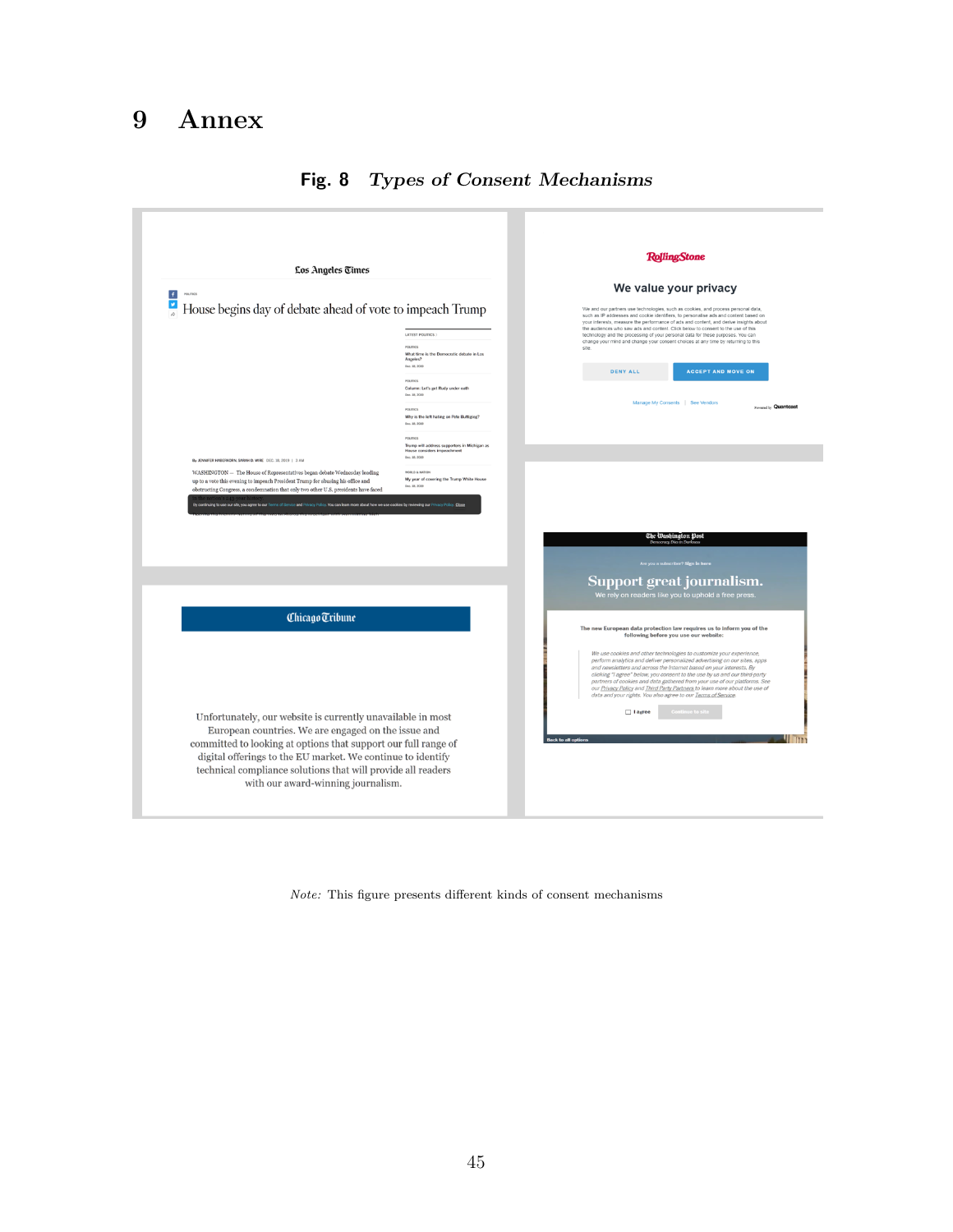# 9 Annex

**Fig. 8** *Types of Consent Mechanisms*

*Note:* This figure presents different kinds of consent mechanisms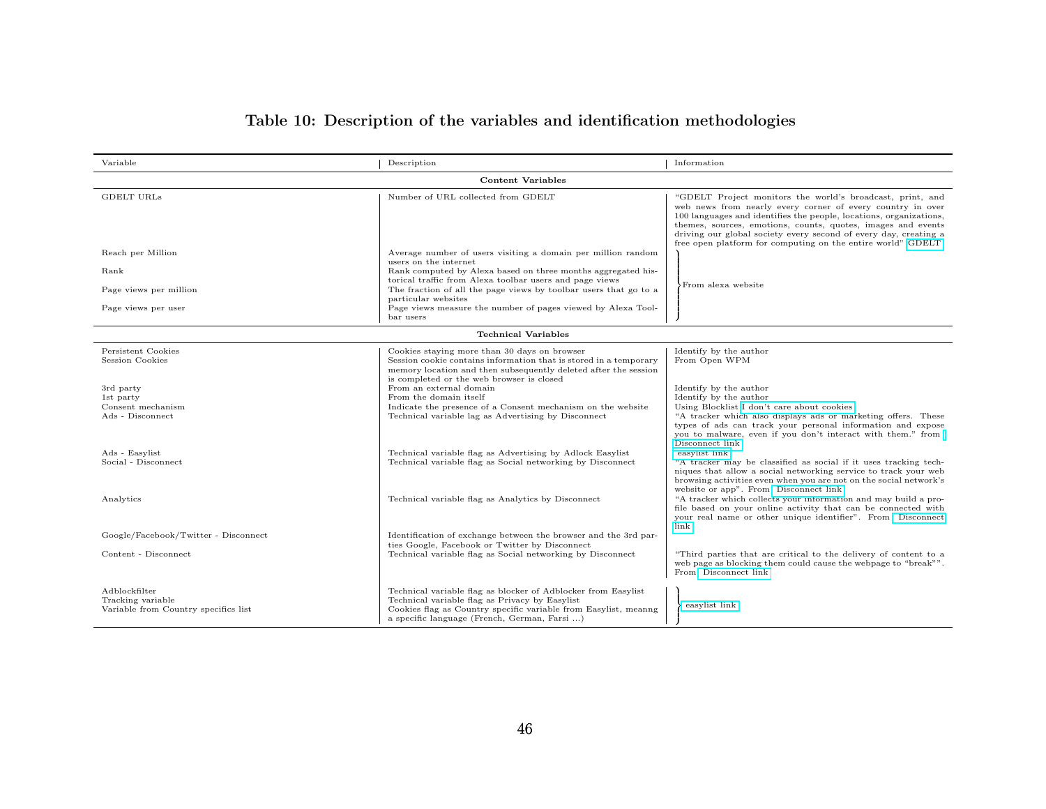**Table 10: Description of the variables and identification methodologies**

| Variable | Description | Information |
|---|---|---|
| **Content Variables** | | |
| GDELT URLs | Number of URL collected from GDELT | "GDELT Project monitors the world's broadcast, print, and web news from nearly every corner of every country in over 100 languages and identifies the people, locations, organizations, themes, sources, emotions, counts, quotes, images and events driving our global society every second of every day, creating a free open platform for computing on the entire world" GDELT |
| Reach per Million | Average number of users visiting a domain per million random users on the internet | From alexa website |
| Rank | Rank computed by Alexa based on three months aggregated historical traffic from Alexa toolbar users and page views | From alexa website |
| Page views per million | The fraction of all the page views by toolbar users that go to a particular websites | From alexa website |
| Page views per user | Page views measure the number of pages viewed by Alexa Toolbar users | From alexa website |
| **Technical Variables** | | |
| Persistent Cookies | Cookies staying more than 30 days on browser | Identify by the author |
| Session Cookies | Session cookie contains information that is stored in a temporary memory location and then subsequently deleted after the session is completed or the web browser is closed | From Open WPM |
| 3rd party | From an external domain | Identify by the author |
| 1st party | From the domain itself | Identify by the author |
| Consent mechanism | Indicate the presence of a Consent mechanism on the website | Using Blocklist I don't care about cookies |
| Ads - Disconnect | Technical variable lag as Advertising by Disconnect | "A tracker which also displays ads or marketing offers. These types of ads can track your personal information and expose you to malware, even if you don't interact with them." from Disconnect link |
| Ads - Easylist | Technical variable flag as Advertising by Adlock Easylist | easylist link |
| Social - Disconnect | Technical variable flag as Social networking by Disconnect | "A tracker may be classified as social if it uses tracking techniques that allow a social networking service to track your web browsing activities even when you are not on the social network's website or app". From Disconnect link |
| Analytics | Technical variable flag as Analytics by Disconnect | "A tracker which collects your information and may build a profile based on your online activity that can be connected with your real name or other unique identifier". From Disconnect link |
| Google/Facebook/Twitter - Disconnect | Identification of exchange between the browser and the 3rd parties Google, Facebook or Twitter by Disconnect | |
| Content - Disconnect | Technical variable flag as Social networking by Disconnect | "Third parties that are critical to the delivery of content to a web page as blocking them could cause the webpage to "break"". From Disconnect link |
| Adblockfilter | Technical variable flag as blocker of Adblocker from Easylist | easylist link |
| Tracking variable | Technical variable flag as Privacy by Easylist | easylist link |
| Variable from Country specifics list | Cookies flag as Country specific variable from Easylist, meanng a specific language (French, German, Farsi ...) | easylist link |